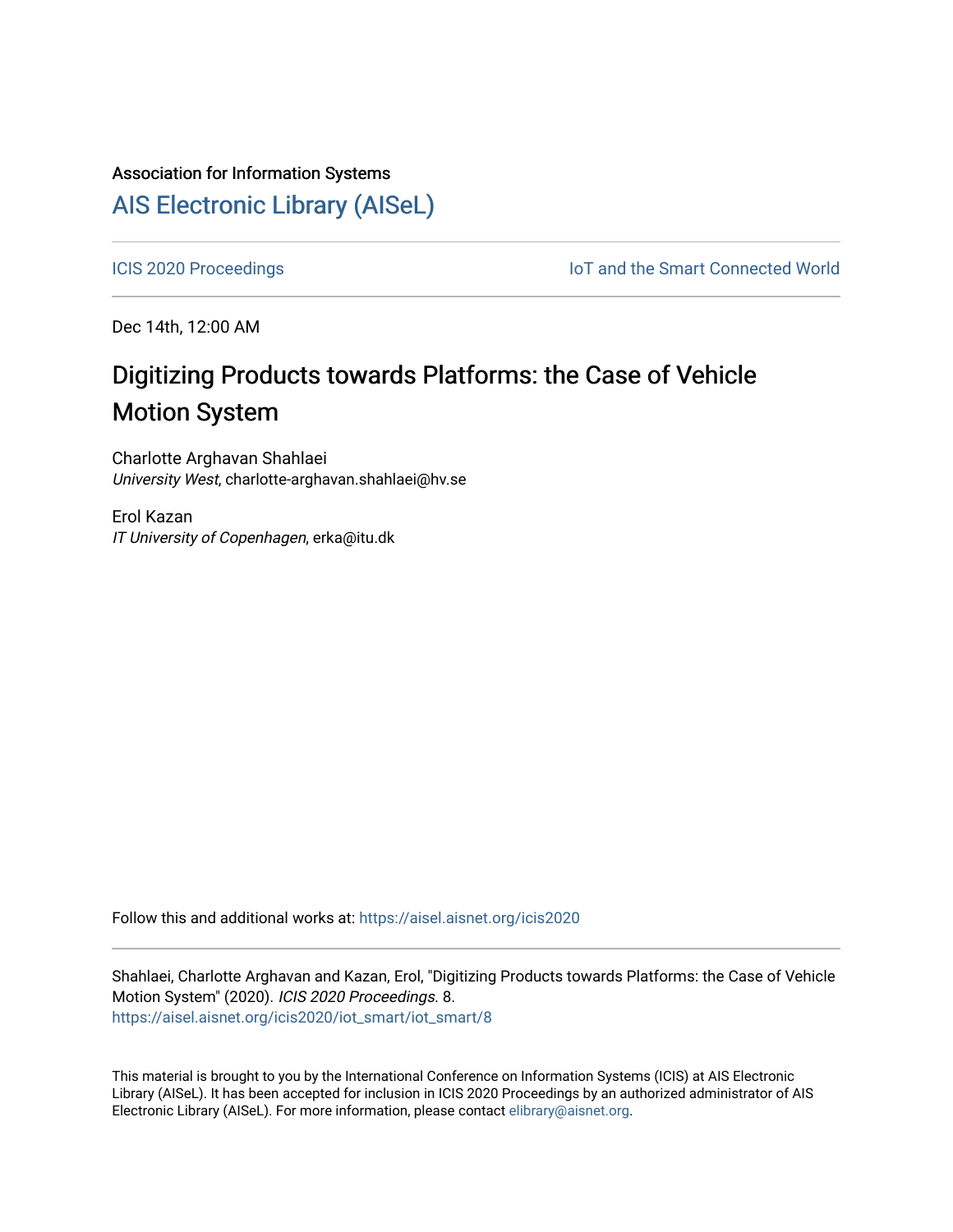Association for Information Systems

# AIS Electronic Library (AISeL)

ICIS 2020 Proceedings | IoT and the Smart Connected World

Dec 14th, 12:00 AM

# Digitizing Products towards Platforms: the Case of Vehicle Motion System

Charlotte Arghavan Shahlaei
*University West*, charlotte-arghavan.shahlaei@hv.se

Erol Kazan
*IT University of Copenhagen*, erka@itu.dk

Follow this and additional works at: https://aisel.aisnet.org/icis2020

Shahlaei, Charlotte Arghavan and Kazan, Erol, "Digitizing Products towards Platforms: the Case of Vehicle Motion System" (2020). *ICIS 2020 Proceedings*. 8.
https://aisel.aisnet.org/icis2020/iot_smart/iot_smart/8

This material is brought to you by the International Conference on Information Systems (ICIS) at AIS Electronic Library (AISeL). It has been accepted for inclusion in ICIS 2020 Proceedings by an authorized administrator of AIS Electronic Library (AISeL). For more information, please contact elibrary@aisnet.org.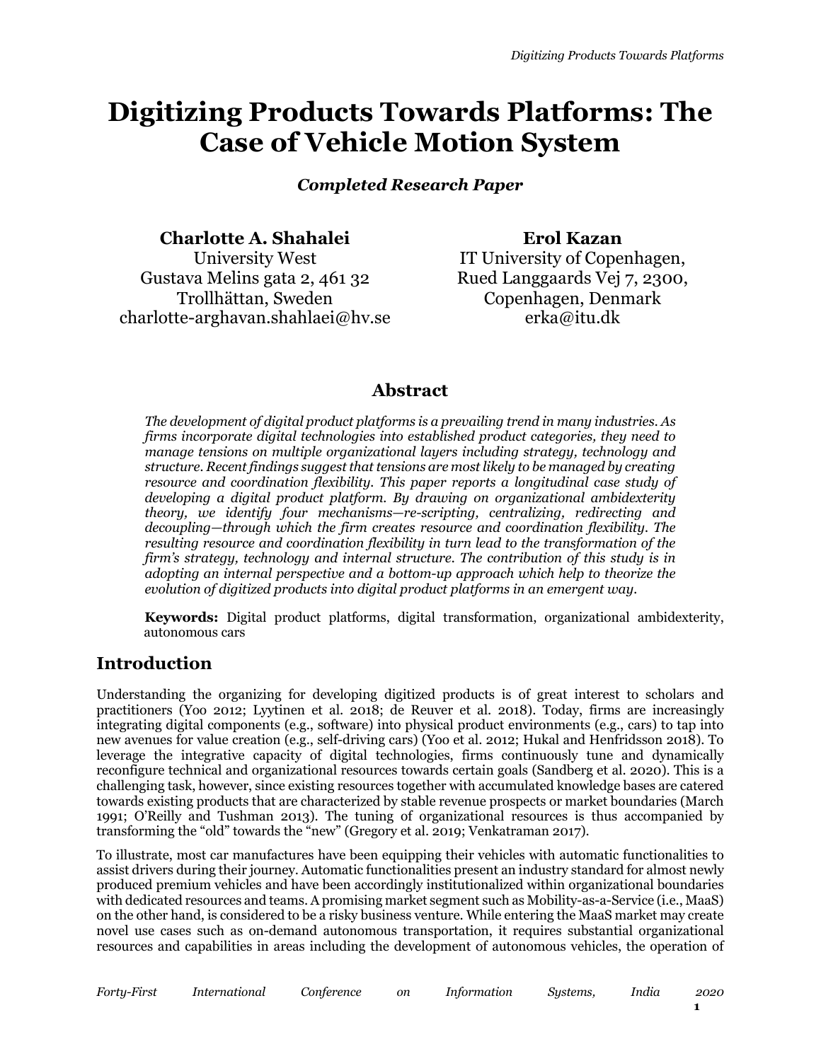# Digitizing Products Towards Platforms: The Case of Vehicle Motion System

***Completed Research Paper***

**Charlotte A. Shahalei**
University West
Gustava Melins gata 2, 461 32
Trollhättan, Sweden
charlotte-arghavan.shahlaei@hv.se

**Erol Kazan**
IT University of Copenhagen,
Rued Langgaards Vej 7, 2300,
Copenhagen, Denmark
erka@itu.dk

## Abstract

*The development of digital product platforms is a prevailing trend in many industries. As firms incorporate digital technologies into established product categories, they need to manage tensions on multiple organizational layers including strategy, technology and structure. Recent findings suggest that tensions are most likely to be managed by creating resource and coordination flexibility. This paper reports a longitudinal case study of developing a digital product platform. By drawing on organizational ambidexterity theory, we identify four mechanisms—re-scripting, centralizing, redirecting and decoupling—through which the firm creates resource and coordination flexibility. The resulting resource and coordination flexibility in turn lead to the transformation of the firm's strategy, technology and internal structure. The contribution of this study is in adopting an internal perspective and a bottom-up approach which help to theorize the evolution of digitized products into digital product platforms in an emergent way.*

**Keywords:** Digital product platforms, digital transformation, organizational ambidexterity, autonomous cars

## Introduction

Understanding the organizing for developing digitized products is of great interest to scholars and practitioners (Yoo 2012; Lyytinen et al. 2018; de Reuver et al. 2018). Today, firms are increasingly integrating digital components (e.g., software) into physical product environments (e.g., cars) to tap into new avenues for value creation (e.g., self-driving cars) (Yoo et al. 2012; Hukal and Henfridsson 2018). To leverage the integrative capacity of digital technologies, firms continuously tune and dynamically reconfigure technical and organizational resources towards certain goals (Sandberg et al. 2020). This is a challenging task, however, since existing resources together with accumulated knowledge bases are catered towards existing products that are characterized by stable revenue prospects or market boundaries (March 1991; O'Reilly and Tushman 2013). The tuning of organizational resources is thus accompanied by transforming the "old" towards the "new" (Gregory et al. 2019; Venkatraman 2017).

To illustrate, most car manufactures have been equipping their vehicles with automatic functionalities to assist drivers during their journey. Automatic functionalities present an industry standard for almost newly produced premium vehicles and have been accordingly institutionalized within organizational boundaries with dedicated resources and teams. A promising market segment such as Mobility-as-a-Service (i.e., MaaS) on the other hand, is considered to be a risky business venture. While entering the MaaS market may create novel use cases such as on-demand autonomous transportation, it requires substantial organizational resources and capabilities in areas including the development of autonomous vehicles, the operation of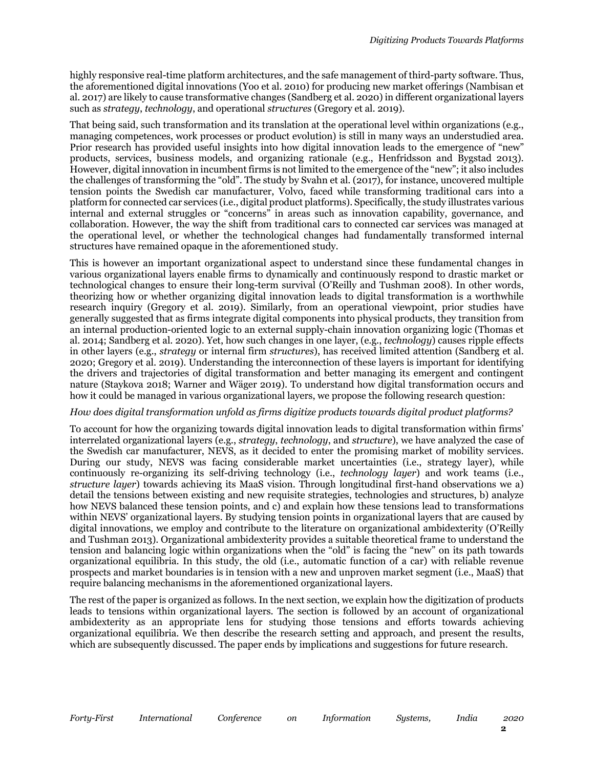highly responsive real-time platform architectures, and the safe management of third-party software. Thus, the aforementioned digital innovations (Yoo et al. 2010) for producing new market offerings (Nambisan et al. 2017) are likely to cause transformative changes (Sandberg et al. 2020) in different organizational layers such as *strategy*, *technology*, and operational *structures* (Gregory et al. 2019).

That being said, such transformation and its translation at the operational level within organizations (e.g., managing competences, work processes or product evolution) is still in many ways an understudied area. Prior research has provided useful insights into how digital innovation leads to the emergence of "new" products, services, business models, and organizing rationale (e.g., Henfridsson and Bygstad 2013). However, digital innovation in incumbent firms is not limited to the emergence of the "new"; it also includes the challenges of transforming the "old". The study by Svahn et al. (2017), for instance, uncovered multiple tension points the Swedish car manufacturer, Volvo, faced while transforming traditional cars into a platform for connected car services (i.e., digital product platforms). Specifically, the study illustrates various internal and external struggles or "concerns" in areas such as innovation capability, governance, and collaboration. However, the way the shift from traditional cars to connected car services was managed at the operational level, or whether the technological changes had fundamentally transformed internal structures have remained opaque in the aforementioned study.

This is however an important organizational aspect to understand since these fundamental changes in various organizational layers enable firms to dynamically and continuously respond to drastic market or technological changes to ensure their long-term survival (O'Reilly and Tushman 2008). In other words, theorizing how or whether organizing digital innovation leads to digital transformation is a worthwhile research inquiry (Gregory et al. 2019). Similarly, from an operational viewpoint, prior studies have generally suggested that as firms integrate digital components into physical products, they transition from an internal production-oriented logic to an external supply-chain innovation organizing logic (Thomas et al. 2014; Sandberg et al. 2020). Yet, how such changes in one layer, (e.g., *technology*) causes ripple effects in other layers (e.g., *strategy* or internal firm *structures*), has received limited attention (Sandberg et al. 2020; Gregory et al. 2019). Understanding the interconnection of these layers is important for identifying the drivers and trajectories of digital transformation and better managing its emergent and contingent nature (Staykova 2018; Warner and Wäger 2019). To understand how digital transformation occurs and how it could be managed in various organizational layers, we propose the following research question:

*How does digital transformation unfold as firms digitize products towards digital product platforms?*

To account for how the organizing towards digital innovation leads to digital transformation within firms' interrelated organizational layers (e.g., *strategy*, *technology*, and *structure*), we have analyzed the case of the Swedish car manufacturer, NEVS, as it decided to enter the promising market of mobility services. During our study, NEVS was facing considerable market uncertainties (i.e., strategy layer), while continuously re-organizing its self-driving technology (i.e., *technology layer*) and work teams (i.e., *structure layer*) towards achieving its MaaS vision. Through longitudinal first-hand observations we a) detail the tensions between existing and new requisite strategies, technologies and structures, b) analyze how NEVS balanced these tension points, and c) and explain how these tensions lead to transformations within NEVS' organizational layers. By studying tension points in organizational layers that are caused by digital innovations, we employ and contribute to the literature on organizational ambidexterity (O'Reilly and Tushman 2013). Organizational ambidexterity provides a suitable theoretical frame to understand the tension and balancing logic within organizations when the "old" is facing the "new" on its path towards organizational equilibria. In this study, the old (i.e., automatic function of a car) with reliable revenue prospects and market boundaries is in tension with a new and unproven market segment (i.e., MaaS) that require balancing mechanisms in the aforementioned organizational layers.

The rest of the paper is organized as follows. In the next section, we explain how the digitization of products leads to tensions within organizational layers. The section is followed by an account of organizational ambidexterity as an appropriate lens for studying those tensions and efforts towards achieving organizational equilibria. We then describe the research setting and approach, and present the results, which are subsequently discussed. The paper ends by implications and suggestions for future research.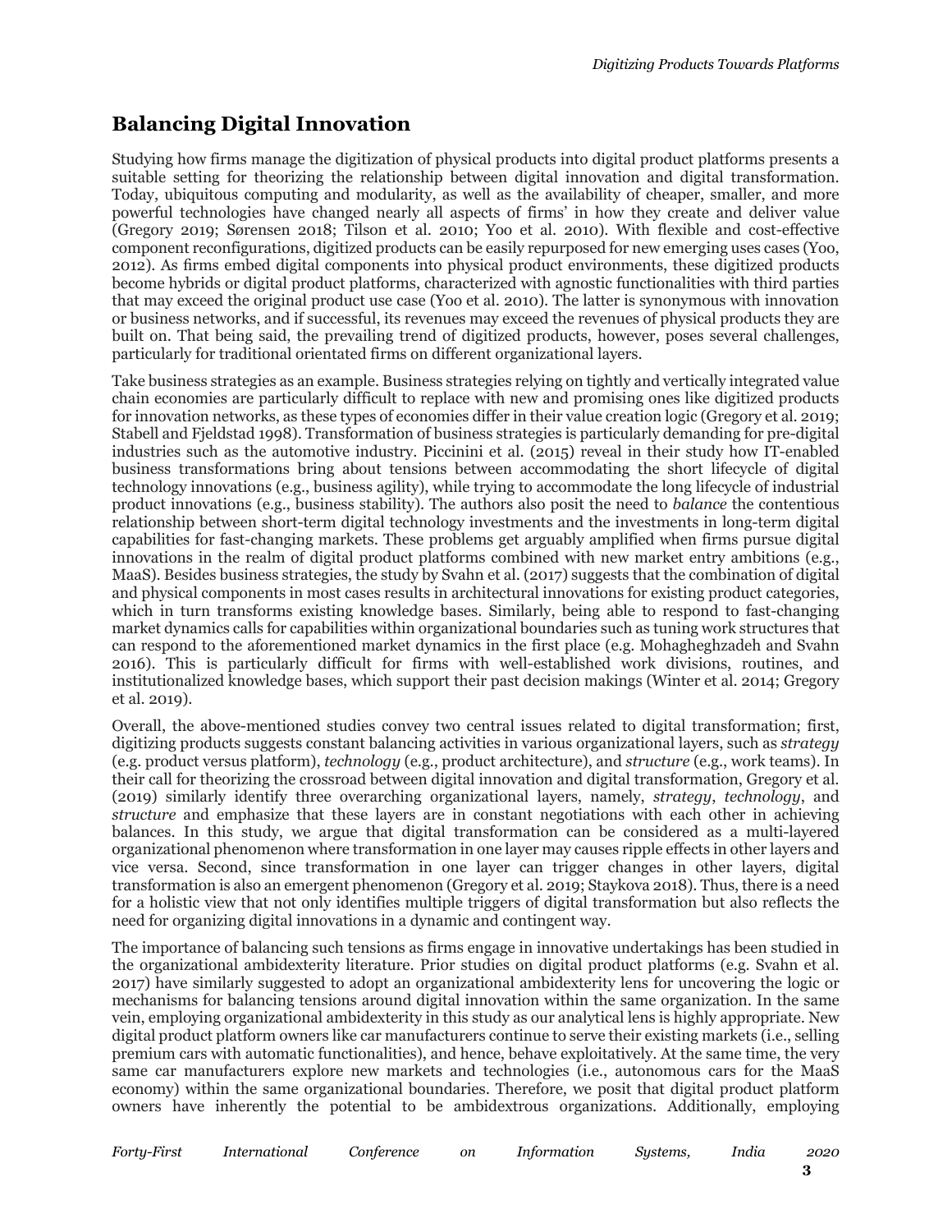## Balancing Digital Innovation

Studying how firms manage the digitization of physical products into digital product platforms presents a suitable setting for theorizing the relationship between digital innovation and digital transformation. Today, ubiquitous computing and modularity, as well as the availability of cheaper, smaller, and more powerful technologies have changed nearly all aspects of firms' in how they create and deliver value (Gregory 2019; Sørensen 2018; Tilson et al. 2010; Yoo et al. 2010). With flexible and cost-effective component reconfigurations, digitized products can be easily repurposed for new emerging uses cases (Yoo, 2012). As firms embed digital components into physical product environments, these digitized products become hybrids or digital product platforms, characterized with agnostic functionalities with third parties that may exceed the original product use case (Yoo et al. 2010). The latter is synonymous with innovation or business networks, and if successful, its revenues may exceed the revenues of physical products they are built on. That being said, the prevailing trend of digitized products, however, poses several challenges, particularly for traditional orientated firms on different organizational layers.

Take business strategies as an example. Business strategies relying on tightly and vertically integrated value chain economies are particularly difficult to replace with new and promising ones like digitized products for innovation networks, as these types of economies differ in their value creation logic (Gregory et al. 2019; Stabell and Fjeldstad 1998). Transformation of business strategies is particularly demanding for pre-digital industries such as the automotive industry. Piccinini et al. (2015) reveal in their study how IT-enabled business transformations bring about tensions between accommodating the short lifecycle of digital technology innovations (e.g., business agility), while trying to accommodate the long lifecycle of industrial product innovations (e.g., business stability). The authors also posit the need to *balance* the contentious relationship between short-term digital technology investments and the investments in long-term digital capabilities for fast-changing markets. These problems get arguably amplified when firms pursue digital innovations in the realm of digital product platforms combined with new market entry ambitions (e.g., MaaS). Besides business strategies, the study by Svahn et al. (2017) suggests that the combination of digital and physical components in most cases results in architectural innovations for existing product categories, which in turn transforms existing knowledge bases. Similarly, being able to respond to fast-changing market dynamics calls for capabilities within organizational boundaries such as tuning work structures that can respond to the aforementioned market dynamics in the first place (e.g. Mohagheghzadeh and Svahn 2016). This is particularly difficult for firms with well-established work divisions, routines, and institutionalized knowledge bases, which support their past decision makings (Winter et al. 2014; Gregory et al. 2019).

Overall, the above-mentioned studies convey two central issues related to digital transformation; first, digitizing products suggests constant balancing activities in various organizational layers, such as *strategy* (e.g. product versus platform), *technology* (e.g., product architecture), and *structure* (e.g., work teams). In their call for theorizing the crossroad between digital innovation and digital transformation, Gregory et al. (2019) similarly identify three overarching organizational layers, namely, *strategy*, *technology*, and *structure* and emphasize that these layers are in constant negotiations with each other in achieving balances. In this study, we argue that digital transformation can be considered as a multi-layered organizational phenomenon where transformation in one layer may causes ripple effects in other layers and vice versa. Second, since transformation in one layer can trigger changes in other layers, digital transformation is also an emergent phenomenon (Gregory et al. 2019; Staykova 2018). Thus, there is a need for a holistic view that not only identifies multiple triggers of digital transformation but also reflects the need for organizing digital innovations in a dynamic and contingent way.

The importance of balancing such tensions as firms engage in innovative undertakings has been studied in the organizational ambidexterity literature. Prior studies on digital product platforms (e.g. Svahn et al. 2017) have similarly suggested to adopt an organizational ambidexterity lens for uncovering the logic or mechanisms for balancing tensions around digital innovation within the same organization. In the same vein, employing organizational ambidexterity in this study as our analytical lens is highly appropriate. New digital product platform owners like car manufacturers continue to serve their existing markets (i.e., selling premium cars with automatic functionalities), and hence, behave exploitatively. At the same time, the very same car manufacturers explore new markets and technologies (i.e., autonomous cars for the MaaS economy) within the same organizational boundaries. Therefore, we posit that digital product platform owners have inherently the potential to be ambidextrous organizations. Additionally, employing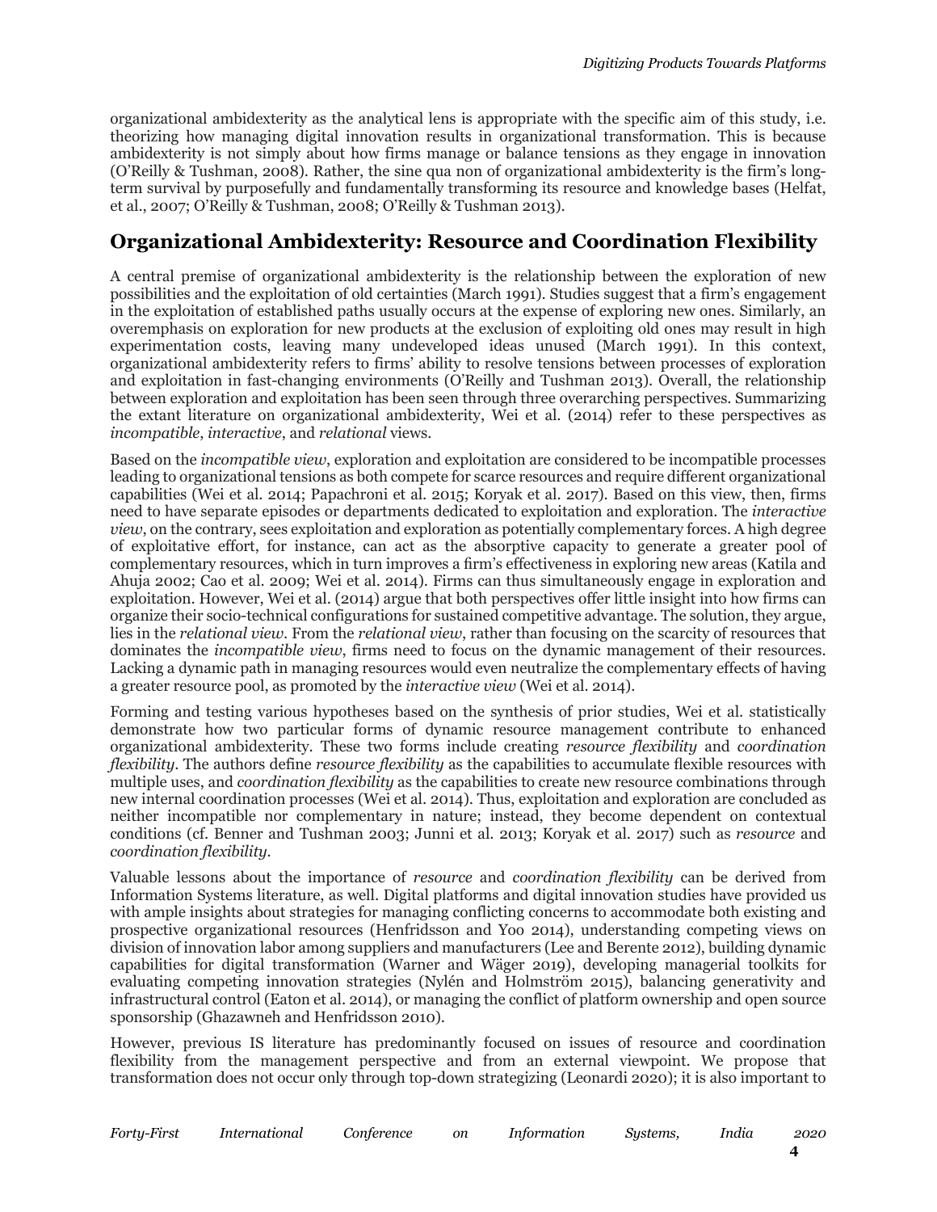organizational ambidexterity as the analytical lens is appropriate with the specific aim of this study, i.e. theorizing how managing digital innovation results in organizational transformation. This is because ambidexterity is not simply about how firms manage or balance tensions as they engage in innovation (O'Reilly & Tushman, 2008). Rather, the sine qua non of organizational ambidexterity is the firm's long-term survival by purposefully and fundamentally transforming its resource and knowledge bases (Helfat, et al., 2007; O'Reilly & Tushman, 2008; O'Reilly & Tushman 2013).

## Organizational Ambidexterity: Resource and Coordination Flexibility

A central premise of organizational ambidexterity is the relationship between the exploration of new possibilities and the exploitation of old certainties (March 1991). Studies suggest that a firm's engagement in the exploitation of established paths usually occurs at the expense of exploring new ones. Similarly, an overemphasis on exploration for new products at the exclusion of exploiting old ones may result in high experimentation costs, leaving many undeveloped ideas unused (March 1991). In this context, organizational ambidexterity refers to firms' ability to resolve tensions between processes of exploration and exploitation in fast-changing environments (O'Reilly and Tushman 2013). Overall, the relationship between exploration and exploitation has been seen through three overarching perspectives. Summarizing the extant literature on organizational ambidexterity, Wei et al. (2014) refer to these perspectives as *incompatible*, *interactive*, and *relational* views.

Based on the *incompatible view*, exploration and exploitation are considered to be incompatible processes leading to organizational tensions as both compete for scarce resources and require different organizational capabilities (Wei et al. 2014; Papachroni et al. 2015; Koryak et al. 2017). Based on this view, then, firms need to have separate episodes or departments dedicated to exploitation and exploration. The *interactive view*, on the contrary, sees exploitation and exploration as potentially complementary forces. A high degree of exploitative effort, for instance, can act as the absorptive capacity to generate a greater pool of complementary resources, which in turn improves a firm's effectiveness in exploring new areas (Katila and Ahuja 2002; Cao et al. 2009; Wei et al. 2014). Firms can thus simultaneously engage in exploration and exploitation. However, Wei et al. (2014) argue that both perspectives offer little insight into how firms can organize their socio-technical configurations for sustained competitive advantage. The solution, they argue, lies in the *relational view*. From the *relational view*, rather than focusing on the scarcity of resources that dominates the *incompatible view*, firms need to focus on the dynamic management of their resources. Lacking a dynamic path in managing resources would even neutralize the complementary effects of having a greater resource pool, as promoted by the *interactive view* (Wei et al. 2014).

Forming and testing various hypotheses based on the synthesis of prior studies, Wei et al. statistically demonstrate how two particular forms of dynamic resource management contribute to enhanced organizational ambidexterity. These two forms include creating *resource flexibility* and *coordination flexibility*. The authors define *resource flexibility* as the capabilities to accumulate flexible resources with multiple uses, and *coordination flexibility* as the capabilities to create new resource combinations through new internal coordination processes (Wei et al. 2014). Thus, exploitation and exploration are concluded as neither incompatible nor complementary in nature; instead, they become dependent on contextual conditions (cf. Benner and Tushman 2003; Junni et al. 2013; Koryak et al. 2017) such as *resource* and *coordination flexibility*.

Valuable lessons about the importance of *resource* and *coordination flexibility* can be derived from Information Systems literature, as well. Digital platforms and digital innovation studies have provided us with ample insights about strategies for managing conflicting concerns to accommodate both existing and prospective organizational resources (Henfridsson and Yoo 2014), understanding competing views on division of innovation labor among suppliers and manufacturers (Lee and Berente 2012), building dynamic capabilities for digital transformation (Warner and Wäger 2019), developing managerial toolkits for evaluating competing innovation strategies (Nylén and Holmström 2015), balancing generativity and infrastructural control (Eaton et al. 2014), or managing the conflict of platform ownership and open source sponsorship (Ghazawneh and Henfridsson 2010).

However, previous IS literature has predominantly focused on issues of resource and coordination flexibility from the management perspective and from an external viewpoint. We propose that transformation does not occur only through top-down strategizing (Leonardi 2020); it is also important to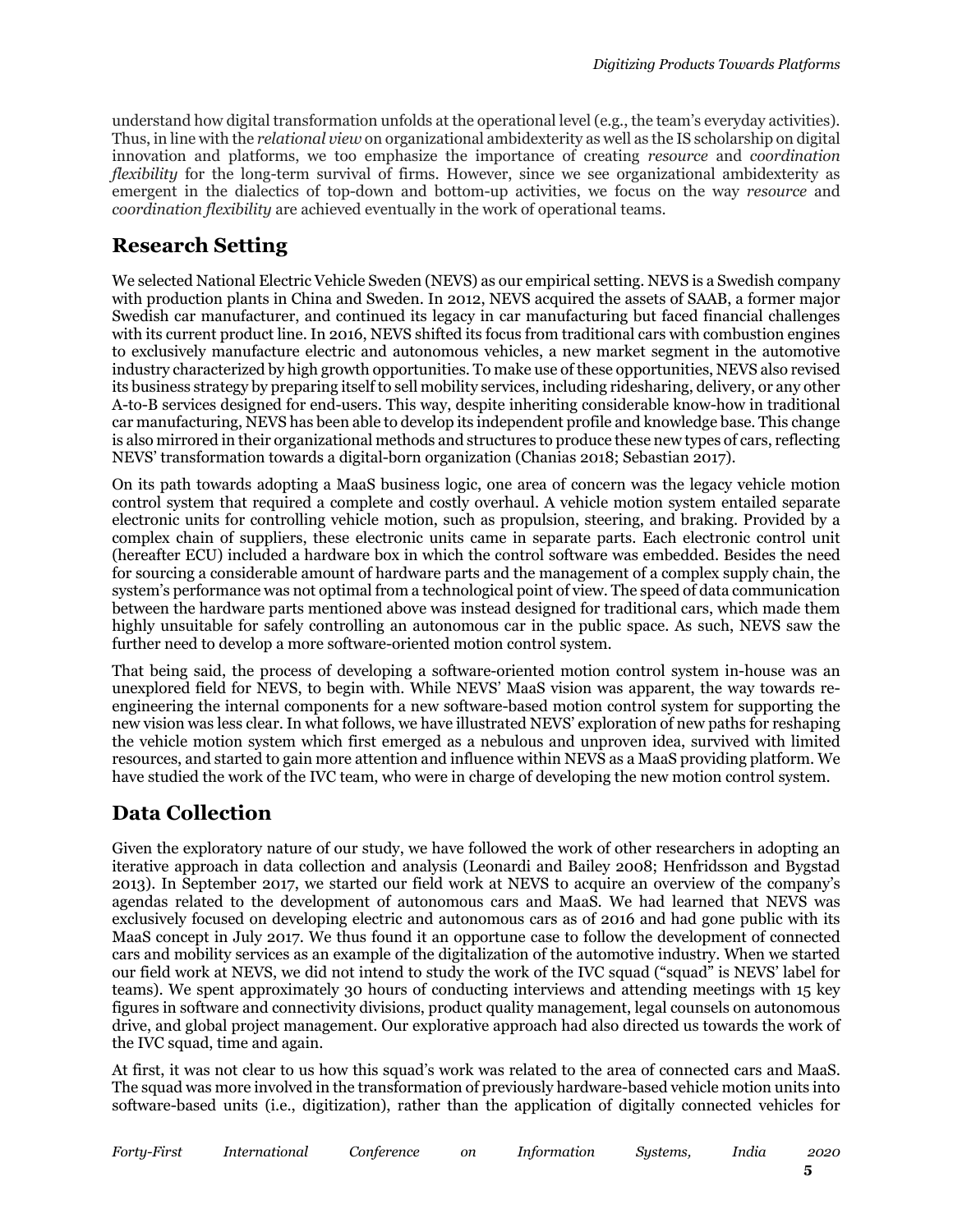understand how digital transformation unfolds at the operational level (e.g., the team's everyday activities). Thus, in line with the *relational view* on organizational ambidexterity as well as the IS scholarship on digital innovation and platforms, we too emphasize the importance of creating *resource* and *coordination flexibility* for the long-term survival of firms. However, since we see organizational ambidexterity as emergent in the dialectics of top-down and bottom-up activities, we focus on the way *resource* and *coordination flexibility* are achieved eventually in the work of operational teams.

## Research Setting

We selected National Electric Vehicle Sweden (NEVS) as our empirical setting. NEVS is a Swedish company with production plants in China and Sweden. In 2012, NEVS acquired the assets of SAAB, a former major Swedish car manufacturer, and continued its legacy in car manufacturing but faced financial challenges with its current product line. In 2016, NEVS shifted its focus from traditional cars with combustion engines to exclusively manufacture electric and autonomous vehicles, a new market segment in the automotive industry characterized by high growth opportunities. To make use of these opportunities, NEVS also revised its business strategy by preparing itself to sell mobility services, including ridesharing, delivery, or any other A-to-B services designed for end-users. This way, despite inheriting considerable know-how in traditional car manufacturing, NEVS has been able to develop its independent profile and knowledge base. This change is also mirrored in their organizational methods and structures to produce these new types of cars, reflecting NEVS' transformation towards a digital-born organization (Chanias 2018; Sebastian 2017).

On its path towards adopting a MaaS business logic, one area of concern was the legacy vehicle motion control system that required a complete and costly overhaul. A vehicle motion system entailed separate electronic units for controlling vehicle motion, such as propulsion, steering, and braking. Provided by a complex chain of suppliers, these electronic units came in separate parts. Each electronic control unit (hereafter ECU) included a hardware box in which the control software was embedded. Besides the need for sourcing a considerable amount of hardware parts and the management of a complex supply chain, the system's performance was not optimal from a technological point of view. The speed of data communication between the hardware parts mentioned above was instead designed for traditional cars, which made them highly unsuitable for safely controlling an autonomous car in the public space. As such, NEVS saw the further need to develop a more software-oriented motion control system.

That being said, the process of developing a software-oriented motion control system in-house was an unexplored field for NEVS, to begin with. While NEVS' MaaS vision was apparent, the way towards re-engineering the internal components for a new software-based motion control system for supporting the new vision was less clear. In what follows, we have illustrated NEVS' exploration of new paths for reshaping the vehicle motion system which first emerged as a nebulous and unproven idea, survived with limited resources, and started to gain more attention and influence within NEVS as a MaaS providing platform. We have studied the work of the IVC team, who were in charge of developing the new motion control system.

## Data Collection

Given the exploratory nature of our study, we have followed the work of other researchers in adopting an iterative approach in data collection and analysis (Leonardi and Bailey 2008; Henfridsson and Bygstad 2013). In September 2017, we started our field work at NEVS to acquire an overview of the company's agendas related to the development of autonomous cars and MaaS. We had learned that NEVS was exclusively focused on developing electric and autonomous cars as of 2016 and had gone public with its MaaS concept in July 2017. We thus found it an opportune case to follow the development of connected cars and mobility services as an example of the digitalization of the automotive industry. When we started our field work at NEVS, we did not intend to study the work of the IVC squad ("squad" is NEVS' label for teams). We spent approximately 30 hours of conducting interviews and attending meetings with 15 key figures in software and connectivity divisions, product quality management, legal counsels on autonomous drive, and global project management. Our explorative approach had also directed us towards the work of the IVC squad, time and again.

At first, it was not clear to us how this squad's work was related to the area of connected cars and MaaS. The squad was more involved in the transformation of previously hardware-based vehicle motion units into software-based units (i.e., digitization), rather than the application of digitally connected vehicles for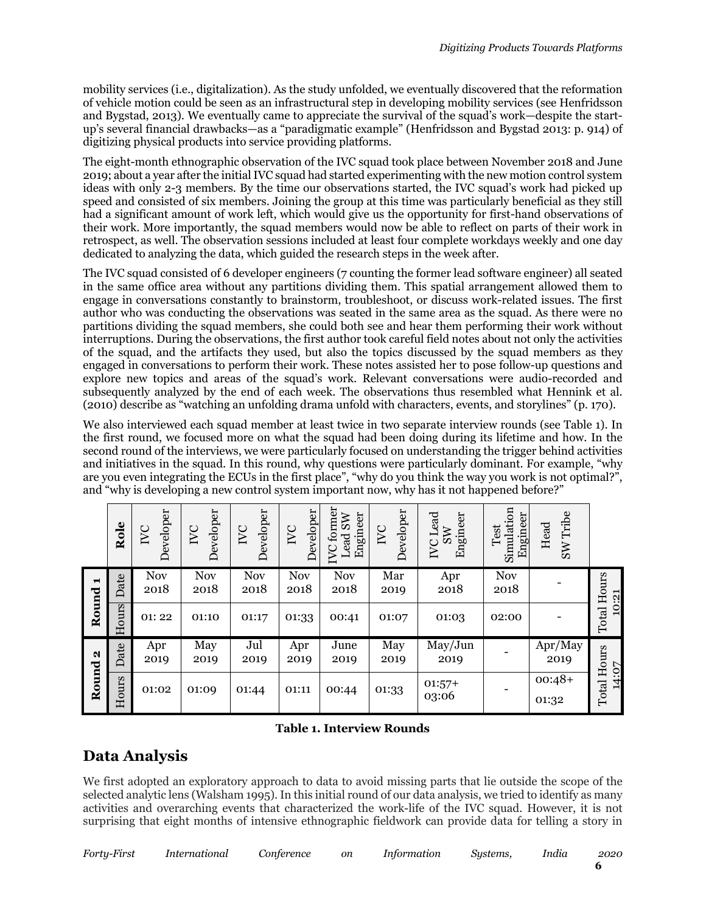mobility services (i.e., digitalization). As the study unfolded, we eventually discovered that the reformation of vehicle motion could be seen as an infrastructural step in developing mobility services (see Henfridsson and Bygstad, 2013). We eventually came to appreciate the survival of the squad's work—despite the start-up's several financial drawbacks—as a "paradigmatic example" (Henfridsson and Bygstad 2013: p. 914) of digitizing physical products into service providing platforms.

The eight-month ethnographic observation of the IVC squad took place between November 2018 and June 2019; about a year after the initial IVC squad had started experimenting with the new motion control system ideas with only 2-3 members. By the time our observations started, the IVC squad's work had picked up speed and consisted of six members. Joining the group at this time was particularly beneficial as they still had a significant amount of work left, which would give us the opportunity for first-hand observations of their work. More importantly, the squad members would now be able to reflect on parts of their work in retrospect, as well. The observation sessions included at least four complete workdays weekly and one day dedicated to analyzing the data, which guided the research steps in the week after.

The IVC squad consisted of 6 developer engineers (7 counting the former lead software engineer) all seated in the same office area without any partitions dividing them. This spatial arrangement allowed them to engage in conversations constantly to brainstorm, troubleshoot, or discuss work-related issues. The first author who was conducting the observations was seated in the same area as the squad. As there were no partitions dividing the squad members, she could both see and hear them performing their work without interruptions. During the observations, the first author took careful field notes about not only the activities of the squad, and the artifacts they used, but also the topics discussed by the squad members as they engaged in conversations to perform their work. These notes assisted her to pose follow-up questions and explore new topics and areas of the squad's work. Relevant conversations were audio-recorded and subsequently analyzed by the end of each week. The observations thus resembled what Hennink et al. (2010) describe as "watching an unfolding drama unfold with characters, events, and storylines" (p. 170).

We also interviewed each squad member at least twice in two separate interview rounds (see Table 1). In the first round, we focused more on what the squad had been doing during its lifetime and how. In the second round of the interviews, we were particularly focused on understanding the trigger behind activities and initiatives in the squad. In this round, why questions were particularly dominant. For example, "why are you even integrating the ECUs in the first place", "why do you think the way you work is not optimal?", and "why is developing a new control system important now, why has it not happened before?"

| | **Role** | IVC Developer | IVC Developer | IVC Developer | IVC Developer | IVC former Lead SW Engineer | IVC Developer | IVC Lead SW Engineer | Test Simulation Engineer | Head SW Tribe | |
|---|---|---|---|---|---|---|---|---|---|---|---|
| **Round 1** | Date | Nov 2018 | Nov 2018 | Nov 2018 | Nov 2018 | Nov 2018 | Mar 2019 | Apr 2018 | Nov 2018 | - | Total Hours 10:21 |
| | Hours | 01: 22 | 01:10 | 01:17 | 01:33 | 00:41 | 01:07 | 01:03 | 02:00 | - | |
| **Round 2** | Date | Apr 2019 | May 2019 | Jul 2019 | Apr 2019 | June 2019 | May 2019 | May/Jun 2019 | - | Apr/May 2019 | Total Hours 14:07 |
| | Hours | 01:02 | 01:09 | 01:44 | 01:11 | 00:44 | 01:33 | 01:57+ 03:06 | - | 00:48+ 01:32 | |

**Table 1. Interview Rounds**

## Data Analysis

We first adopted an exploratory approach to data to avoid missing parts that lie outside the scope of the selected analytic lens (Walsham 1995). In this initial round of our data analysis, we tried to identify as many activities and overarching events that characterized the work-life of the IVC squad. However, it is not surprising that eight months of intensive ethnographic fieldwork can provide data for telling a story in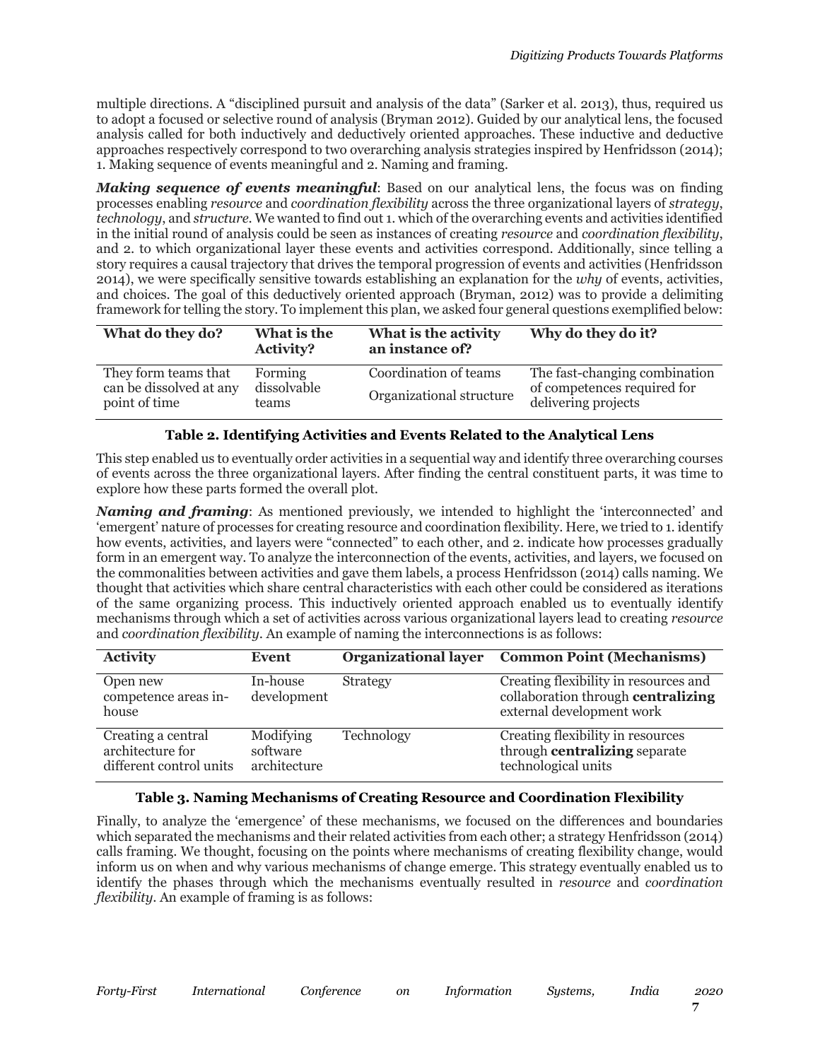multiple directions. A "disciplined pursuit and analysis of the data" (Sarker et al. 2013), thus, required us to adopt a focused or selective round of analysis (Bryman 2012). Guided by our analytical lens, the focused analysis called for both inductively and deductively oriented approaches. These inductive and deductive approaches respectively correspond to two overarching analysis strategies inspired by Henfridsson (2014); 1. Making sequence of events meaningful and 2. Naming and framing.

***Making sequence of events meaningful***: Based on our analytical lens, the focus was on finding processes enabling *resource* and *coordination flexibility* across the three organizational layers of *strategy*, *technology*, and *structure*. We wanted to find out 1. which of the overarching events and activities identified in the initial round of analysis could be seen as instances of creating *resource* and *coordination flexibility*, and 2. to which organizational layer these events and activities correspond. Additionally, since telling a story requires a causal trajectory that drives the temporal progression of events and activities (Henfridsson 2014), we were specifically sensitive towards establishing an explanation for the *why* of events, activities, and choices. The goal of this deductively oriented approach (Bryman, 2012) was to provide a delimiting framework for telling the story. To implement this plan, we asked four general questions exemplified below:

| What do they do? | What is the Activity? | What is the activity an instance of? | Why do they do it? |
|---|---|---|---|
| They form teams that can be dissolved at any point of time | Forming dissolvable teams | Coordination of teams<br>Organizational structure | The fast-changing combination of competences required for delivering projects |

**Table 2. Identifying Activities and Events Related to the Analytical Lens**

This step enabled us to eventually order activities in a sequential way and identify three overarching courses of events across the three organizational layers. After finding the central constituent parts, it was time to explore how these parts formed the overall plot.

***Naming and framing***: As mentioned previously, we intended to highlight the 'interconnected' and 'emergent' nature of processes for creating resource and coordination flexibility. Here, we tried to 1. identify how events, activities, and layers were "connected" to each other, and 2. indicate how processes gradually form in an emergent way. To analyze the interconnection of the events, activities, and layers, we focused on the commonalities between activities and gave them labels, a process Henfridsson (2014) calls naming. We thought that activities which share central characteristics with each other could be considered as iterations of the same organizing process. This inductively oriented approach enabled us to eventually identify mechanisms through which a set of activities across various organizational layers lead to creating *resource* and *coordination flexibility*. An example of naming the interconnections is as follows:

| Activity | Event | Organizational layer | Common Point (Mechanisms) |
|---|---|---|---|
| Open new competence areas in-house | In-house development | Strategy | Creating flexibility in resources and collaboration through **centralizing** external development work |
| Creating a central architecture for different control units | Modifying software architecture | Technology | Creating flexibility in resources through **centralizing** separate technological units |

**Table 3. Naming Mechanisms of Creating Resource and Coordination Flexibility**

Finally, to analyze the 'emergence' of these mechanisms, we focused on the differences and boundaries which separated the mechanisms and their related activities from each other; a strategy Henfridsson (2014) calls framing. We thought, focusing on the points where mechanisms of creating flexibility change, would inform us on when and why various mechanisms of change emerge. This strategy eventually enabled us to identify the phases through which the mechanisms eventually resulted in *resource* and *coordination flexibility*. An example of framing is as follows: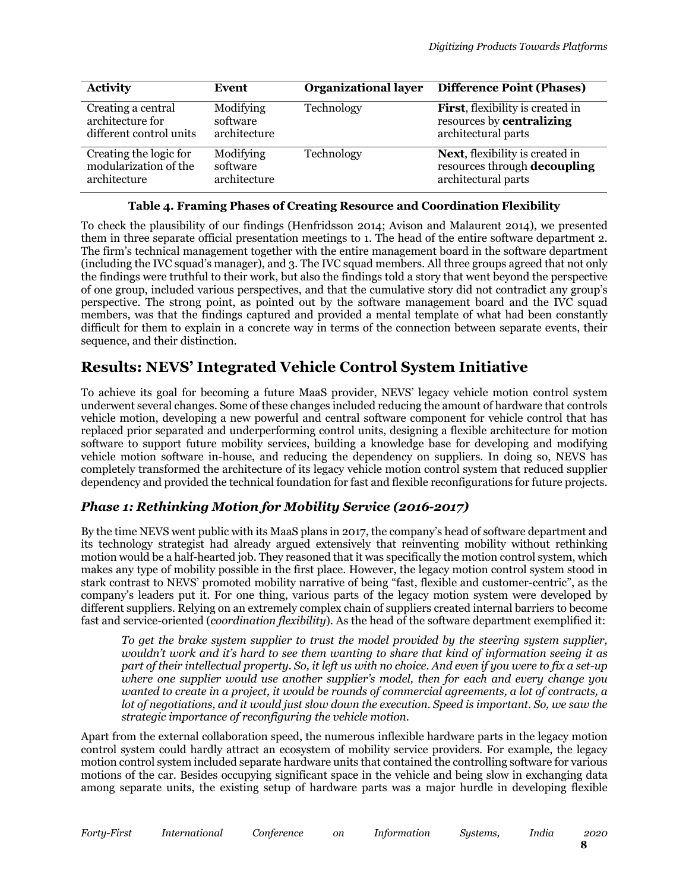| Activity | Event | Organizational layer | Difference Point (Phases) |
|---|---|---|---|
| Creating a central architecture for different control units | Modifying software architecture | Technology | **First**, flexibility is created in resources by **centralizing** architectural parts |
| Creating the logic for modularization of the architecture | Modifying software architecture | Technology | **Next**, flexibility is created in resources through **decoupling** architectural parts |

**Table 4. Framing Phases of Creating Resource and Coordination Flexibility**

To check the plausibility of our findings (Henfridsson 2014; Avison and Malaurent 2014), we presented them in three separate official presentation meetings to 1. The head of the entire software department 2. The firm's technical management together with the entire management board in the software department (including the IVC squad's manager), and 3. The IVC squad members. All three groups agreed that not only the findings were truthful to their work, but also the findings told a story that went beyond the perspective of one group, included various perspectives, and that the cumulative story did not contradict any group's perspective. The strong point, as pointed out by the software management board and the IVC squad members, was that the findings captured and provided a mental template of what had been constantly difficult for them to explain in a concrete way in terms of the connection between separate events, their sequence, and their distinction.

## Results: NEVS' Integrated Vehicle Control System Initiative

To achieve its goal for becoming a future MaaS provider, NEVS' legacy vehicle motion control system underwent several changes. Some of these changes included reducing the amount of hardware that controls vehicle motion, developing a new powerful and central software component for vehicle control that has replaced prior separated and underperforming control units, designing a flexible architecture for motion software to support future mobility services, building a knowledge base for developing and modifying vehicle motion software in-house, and reducing the dependency on suppliers. In doing so, NEVS has completely transformed the architecture of its legacy vehicle motion control system that reduced supplier dependency and provided the technical foundation for fast and flexible reconfigurations for future projects.

### *Phase 1: Rethinking Motion for Mobility Service (2016-2017)*

By the time NEVS went public with its MaaS plans in 2017, the company's head of software department and its technology strategist had already argued extensively that reinventing mobility without rethinking motion would be a half-hearted job. They reasoned that it was specifically the motion control system, which makes any type of mobility possible in the first place. However, the legacy motion control system stood in stark contrast to NEVS' promoted mobility narrative of being "fast, flexible and customer-centric", as the company's leaders put it. For one thing, various parts of the legacy motion system were developed by different suppliers. Relying on an extremely complex chain of suppliers created internal barriers to become fast and service-oriented (*coordination flexibility*). As the head of the software department exemplified it:

> *To get the brake system supplier to trust the model provided by the steering system supplier, wouldn't work and it's hard to see them wanting to share that kind of information seeing it as part of their intellectual property. So, it left us with no choice. And even if you were to fix a set-up where one supplier would use another supplier's model, then for each and every change you wanted to create in a project, it would be rounds of commercial agreements, a lot of contracts, a lot of negotiations, and it would just slow down the execution. Speed is important. So, we saw the strategic importance of reconfiguring the vehicle motion.*

Apart from the external collaboration speed, the numerous inflexible hardware parts in the legacy motion control system could hardly attract an ecosystem of mobility service providers. For example, the legacy motion control system included separate hardware units that contained the controlling software for various motions of the car. Besides occupying significant space in the vehicle and being slow in exchanging data among separate units, the existing setup of hardware parts was a major hurdle in developing flexible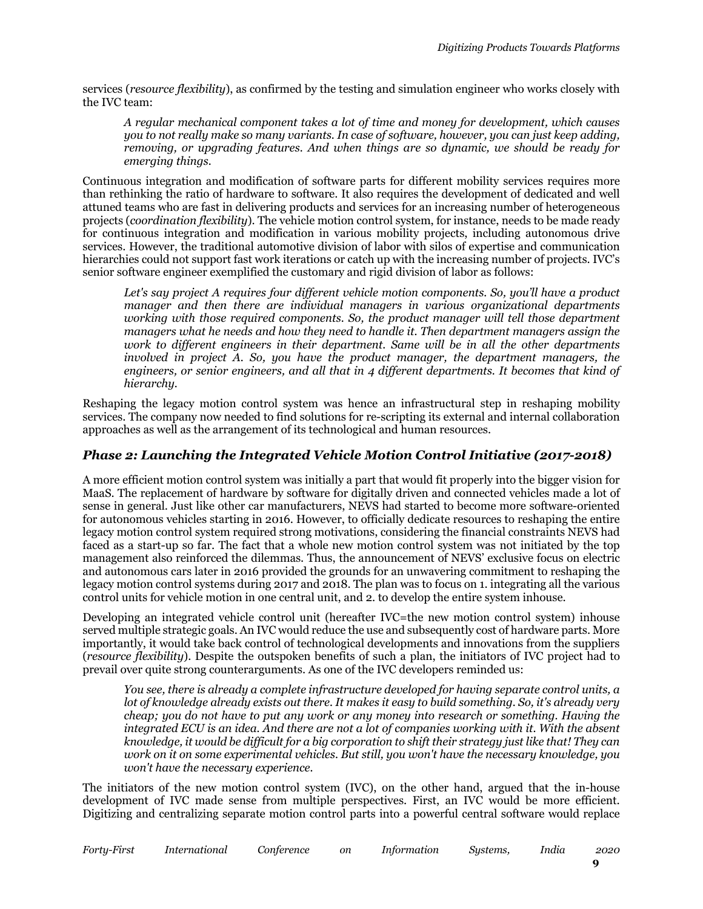services (*resource flexibility*), as confirmed by the testing and simulation engineer who works closely with the IVC team:

> *A regular mechanical component takes a lot of time and money for development, which causes you to not really make so many variants. In case of software, however, you can just keep adding, removing, or upgrading features. And when things are so dynamic, we should be ready for emerging things.*

Continuous integration and modification of software parts for different mobility services requires more than rethinking the ratio of hardware to software. It also requires the development of dedicated and well attuned teams who are fast in delivering products and services for an increasing number of heterogeneous projects (*coordination flexibility*). The vehicle motion control system, for instance, needs to be made ready for continuous integration and modification in various mobility projects, including autonomous drive services. However, the traditional automotive division of labor with silos of expertise and communication hierarchies could not support fast work iterations or catch up with the increasing number of projects. IVC's senior software engineer exemplified the customary and rigid division of labor as follows:

> *Let's say project A requires four different vehicle motion components. So, you'll have a product manager and then there are individual managers in various organizational departments working with those required components. So, the product manager will tell those department managers what he needs and how they need to handle it. Then department managers assign the work to different engineers in their department. Same will be in all the other departments involved in project A. So, you have the product manager, the department managers, the engineers, or senior engineers, and all that in 4 different departments. It becomes that kind of hierarchy.*

Reshaping the legacy motion control system was hence an infrastructural step in reshaping mobility services. The company now needed to find solutions for re-scripting its external and internal collaboration approaches as well as the arrangement of its technological and human resources.

### *Phase 2: Launching the Integrated Vehicle Motion Control Initiative (2017-2018)*

A more efficient motion control system was initially a part that would fit properly into the bigger vision for MaaS. The replacement of hardware by software for digitally driven and connected vehicles made a lot of sense in general. Just like other car manufacturers, NEVS had started to become more software-oriented for autonomous vehicles starting in 2016. However, to officially dedicate resources to reshaping the entire legacy motion control system required strong motivations, considering the financial constraints NEVS had faced as a start-up so far. The fact that a whole new motion control system was not initiated by the top management also reinforced the dilemmas. Thus, the announcement of NEVS' exclusive focus on electric and autonomous cars later in 2016 provided the grounds for an unwavering commitment to reshaping the legacy motion control systems during 2017 and 2018. The plan was to focus on 1. integrating all the various control units for vehicle motion in one central unit, and 2. to develop the entire system inhouse.

Developing an integrated vehicle control unit (hereafter IVC=the new motion control system) inhouse served multiple strategic goals. An IVC would reduce the use and subsequently cost of hardware parts. More importantly, it would take back control of technological developments and innovations from the suppliers (*resource flexibility*). Despite the outspoken benefits of such a plan, the initiators of IVC project had to prevail over quite strong counterarguments. As one of the IVC developers reminded us:

> *You see, there is already a complete infrastructure developed for having separate control units, a lot of knowledge already exists out there. It makes it easy to build something. So, it's already very cheap; you do not have to put any work or any money into research or something. Having the integrated ECU is an idea. And there are not a lot of companies working with it. With the absent knowledge, it would be difficult for a big corporation to shift their strategy just like that! They can work on it on some experimental vehicles. But still, you won't have the necessary knowledge, you won't have the necessary experience.*

The initiators of the new motion control system (IVC), on the other hand, argued that the in-house development of IVC made sense from multiple perspectives. First, an IVC would be more efficient. Digitizing and centralizing separate motion control parts into a powerful central software would replace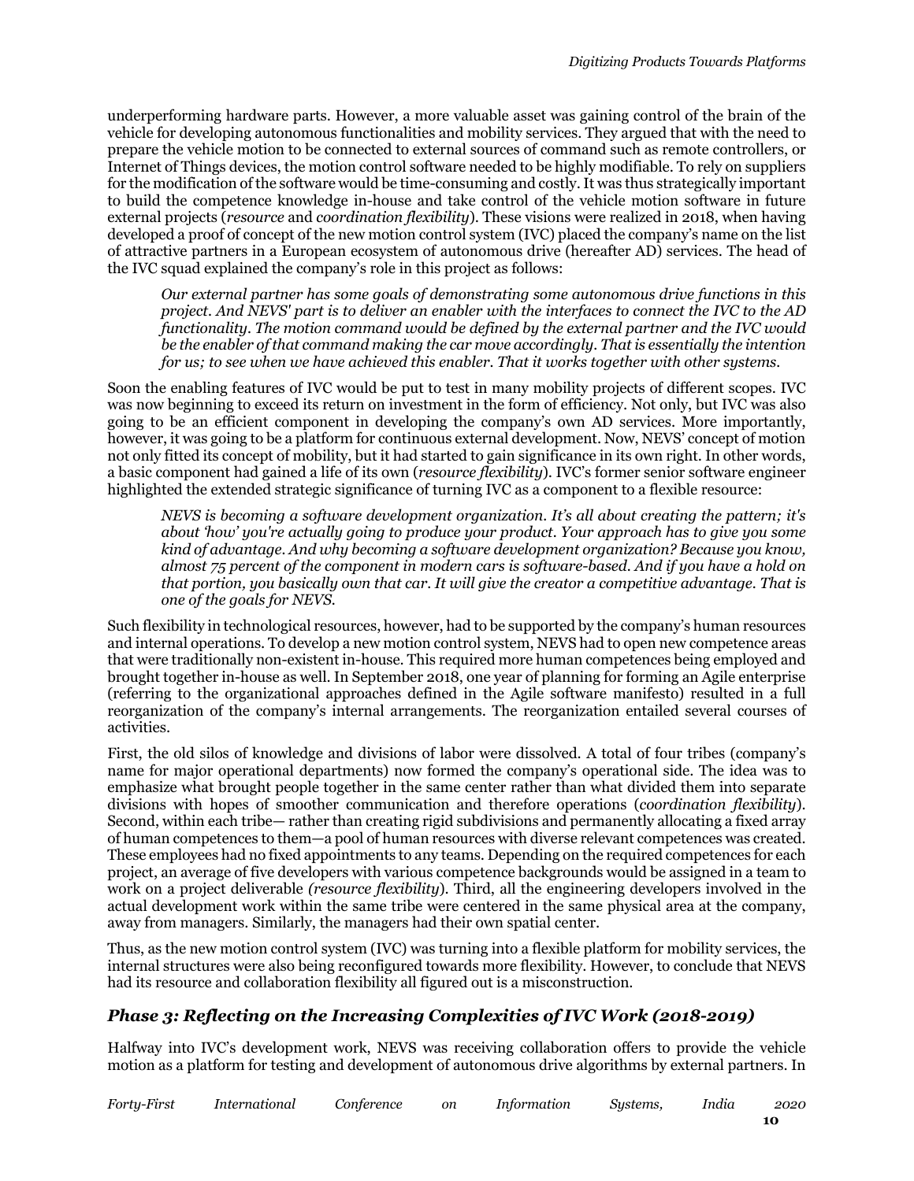underperforming hardware parts. However, a more valuable asset was gaining control of the brain of the vehicle for developing autonomous functionalities and mobility services. They argued that with the need to prepare the vehicle motion to be connected to external sources of command such as remote controllers, or Internet of Things devices, the motion control software needed to be highly modifiable. To rely on suppliers for the modification of the software would be time-consuming and costly. It was thus strategically important to build the competence knowledge in-house and take control of the vehicle motion software in future external projects (*resource* and *coordination flexibility*). These visions were realized in 2018, when having developed a proof of concept of the new motion control system (IVC) placed the company's name on the list of attractive partners in a European ecosystem of autonomous drive (hereafter AD) services. The head of the IVC squad explained the company's role in this project as follows:

> *Our external partner has some goals of demonstrating some autonomous drive functions in this project. And NEVS' part is to deliver an enabler with the interfaces to connect the IVC to the AD functionality. The motion command would be defined by the external partner and the IVC would be the enabler of that command making the car move accordingly. That is essentially the intention for us; to see when we have achieved this enabler. That it works together with other systems.*

Soon the enabling features of IVC would be put to test in many mobility projects of different scopes. IVC was now beginning to exceed its return on investment in the form of efficiency. Not only, but IVC was also going to be an efficient component in developing the company's own AD services. More importantly, however, it was going to be a platform for continuous external development. Now, NEVS' concept of motion not only fitted its concept of mobility, but it had started to gain significance in its own right. In other words, a basic component had gained a life of its own (*resource flexibility*). IVC's former senior software engineer highlighted the extended strategic significance of turning IVC as a component to a flexible resource:

> *NEVS is becoming a software development organization. It's all about creating the pattern; it's about 'how' you're actually going to produce your product. Your approach has to give you some kind of advantage. And why becoming a software development organization? Because you know, almost 75 percent of the component in modern cars is software-based. And if you have a hold on that portion, you basically own that car. It will give the creator a competitive advantage. That is one of the goals for NEVS.*

Such flexibility in technological resources, however, had to be supported by the company's human resources and internal operations. To develop a new motion control system, NEVS had to open new competence areas that were traditionally non-existent in-house. This required more human competences being employed and brought together in-house as well. In September 2018, one year of planning for forming an Agile enterprise (referring to the organizational approaches defined in the Agile software manifesto) resulted in a full reorganization of the company's internal arrangements. The reorganization entailed several courses of activities.

First, the old silos of knowledge and divisions of labor were dissolved. A total of four tribes (company's name for major operational departments) now formed the company's operational side. The idea was to emphasize what brought people together in the same center rather than what divided them into separate divisions with hopes of smoother communication and therefore operations (*coordination flexibility*). Second, within each tribe— rather than creating rigid subdivisions and permanently allocating a fixed array of human competences to them—a pool of human resources with diverse relevant competences was created. These employees had no fixed appointments to any teams. Depending on the required competences for each project, an average of five developers with various competence backgrounds would be assigned in a team to work on a project deliverable *(resource flexibility*). Third, all the engineering developers involved in the actual development work within the same tribe were centered in the same physical area at the company, away from managers. Similarly, the managers had their own spatial center.

Thus, as the new motion control system (IVC) was turning into a flexible platform for mobility services, the internal structures were also being reconfigured towards more flexibility. However, to conclude that NEVS had its resource and collaboration flexibility all figured out is a misconstruction.

### *Phase 3: Reflecting on the Increasing Complexities of IVC Work (2018-2019)*

Halfway into IVC's development work, NEVS was receiving collaboration offers to provide the vehicle motion as a platform for testing and development of autonomous drive algorithms by external partners. In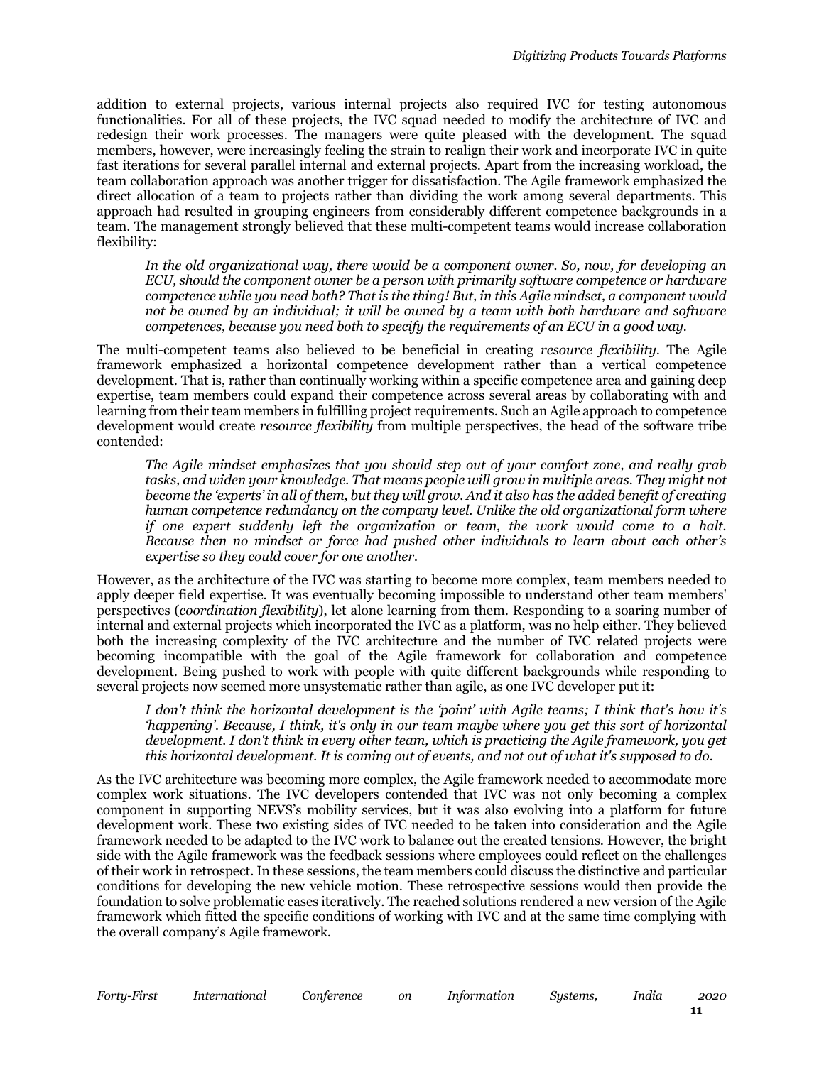addition to external projects, various internal projects also required IVC for testing autonomous functionalities. For all of these projects, the IVC squad needed to modify the architecture of IVC and redesign their work processes. The managers were quite pleased with the development. The squad members, however, were increasingly feeling the strain to realign their work and incorporate IVC in quite fast iterations for several parallel internal and external projects. Apart from the increasing workload, the team collaboration approach was another trigger for dissatisfaction. The Agile framework emphasized the direct allocation of a team to projects rather than dividing the work among several departments. This approach had resulted in grouping engineers from considerably different competence backgrounds in a team. The management strongly believed that these multi-competent teams would increase collaboration flexibility:

> *In the old organizational way, there would be a component owner. So, now, for developing an ECU, should the component owner be a person with primarily software competence or hardware competence while you need both? That is the thing! But, in this Agile mindset, a component would not be owned by an individual; it will be owned by a team with both hardware and software competences, because you need both to specify the requirements of an ECU in a good way.*

The multi-competent teams also believed to be beneficial in creating *resource flexibility*. The Agile framework emphasized a horizontal competence development rather than a vertical competence development. That is, rather than continually working within a specific competence area and gaining deep expertise, team members could expand their competence across several areas by collaborating with and learning from their team members in fulfilling project requirements. Such an Agile approach to competence development would create *resource flexibility* from multiple perspectives, the head of the software tribe contended:

> *The Agile mindset emphasizes that you should step out of your comfort zone, and really grab tasks, and widen your knowledge. That means people will grow in multiple areas. They might not become the 'experts' in all of them, but they will grow. And it also has the added benefit of creating human competence redundancy on the company level. Unlike the old organizational form where if one expert suddenly left the organization or team, the work would come to a halt. Because then no mindset or force had pushed other individuals to learn about each other's expertise so they could cover for one another.*

However, as the architecture of the IVC was starting to become more complex, team members needed to apply deeper field expertise. It was eventually becoming impossible to understand other team members' perspectives (*coordination flexibility*), let alone learning from them. Responding to a soaring number of internal and external projects which incorporated the IVC as a platform, was no help either. They believed both the increasing complexity of the IVC architecture and the number of IVC related projects were becoming incompatible with the goal of the Agile framework for collaboration and competence development. Being pushed to work with people with quite different backgrounds while responding to several projects now seemed more unsystematic rather than agile, as one IVC developer put it:

> *I don't think the horizontal development is the 'point' with Agile teams; I think that's how it's 'happening'. Because, I think, it's only in our team maybe where you get this sort of horizontal development. I don't think in every other team, which is practicing the Agile framework, you get this horizontal development. It is coming out of events, and not out of what it's supposed to do.*

As the IVC architecture was becoming more complex, the Agile framework needed to accommodate more complex work situations. The IVC developers contended that IVC was not only becoming a complex component in supporting NEVS's mobility services, but it was also evolving into a platform for future development work. These two existing sides of IVC needed to be taken into consideration and the Agile framework needed to be adapted to the IVC work to balance out the created tensions. However, the bright side with the Agile framework was the feedback sessions where employees could reflect on the challenges of their work in retrospect. In these sessions, the team members could discuss the distinctive and particular conditions for developing the new vehicle motion. These retrospective sessions would then provide the foundation to solve problematic cases iteratively. The reached solutions rendered a new version of the Agile framework which fitted the specific conditions of working with IVC and at the same time complying with the overall company's Agile framework.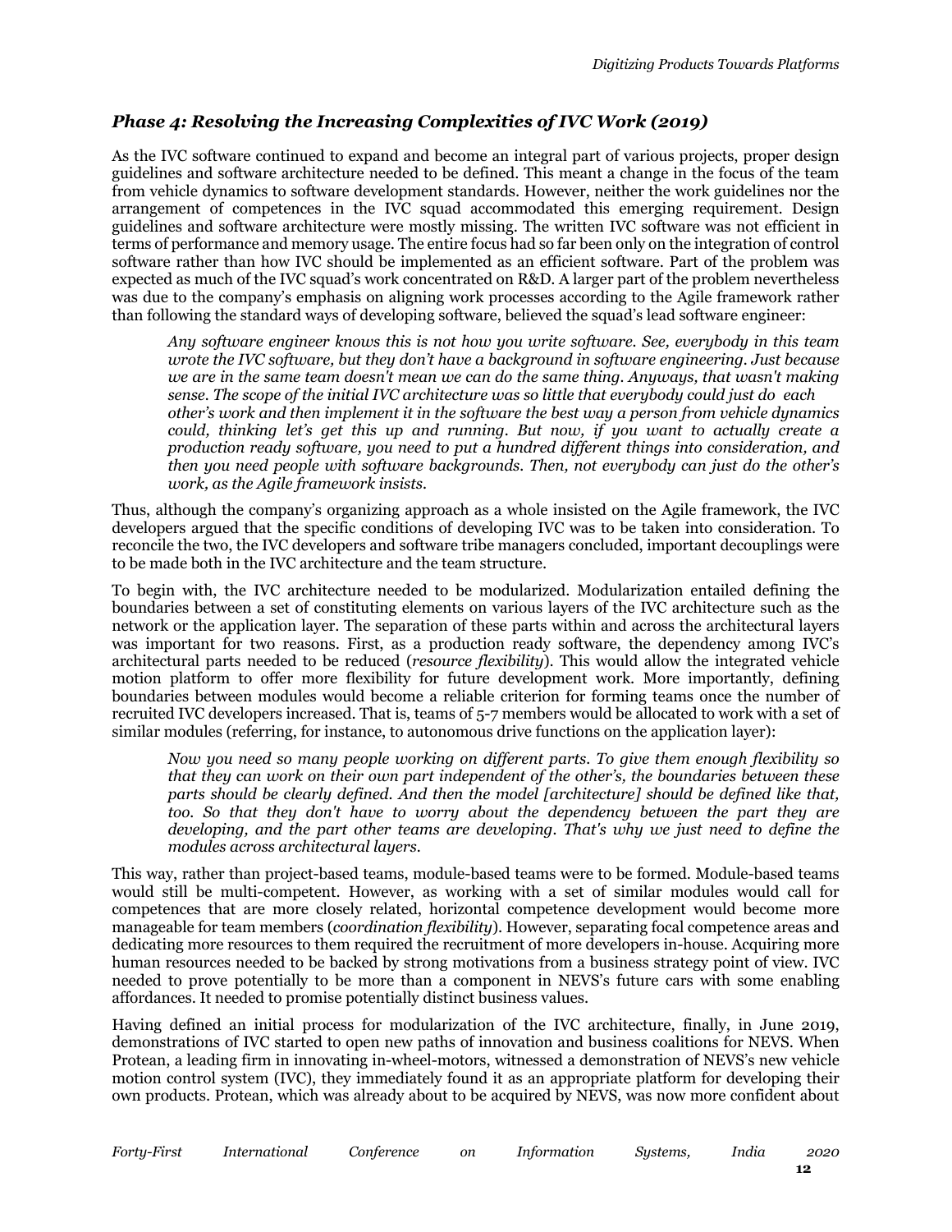### *Phase 4: Resolving the Increasing Complexities of IVC Work (2019)*

As the IVC software continued to expand and become an integral part of various projects, proper design guidelines and software architecture needed to be defined. This meant a change in the focus of the team from vehicle dynamics to software development standards. However, neither the work guidelines nor the arrangement of competences in the IVC squad accommodated this emerging requirement. Design guidelines and software architecture were mostly missing. The written IVC software was not efficient in terms of performance and memory usage. The entire focus had so far been only on the integration of control software rather than how IVC should be implemented as an efficient software. Part of the problem was expected as much of the IVC squad's work concentrated on R&D. A larger part of the problem nevertheless was due to the company's emphasis on aligning work processes according to the Agile framework rather than following the standard ways of developing software, believed the squad's lead software engineer:

> *Any software engineer knows this is not how you write software. See, everybody in this team wrote the IVC software, but they don't have a background in software engineering. Just because we are in the same team doesn't mean we can do the same thing. Anyways, that wasn't making sense. The scope of the initial IVC architecture was so little that everybody could just do each other's work and then implement it in the software the best way a person from vehicle dynamics could, thinking let's get this up and running. But now, if you want to actually create a production ready software, you need to put a hundred different things into consideration, and then you need people with software backgrounds. Then, not everybody can just do the other's work, as the Agile framework insists.*

Thus, although the company's organizing approach as a whole insisted on the Agile framework, the IVC developers argued that the specific conditions of developing IVC was to be taken into consideration. To reconcile the two, the IVC developers and software tribe managers concluded, important decouplings were to be made both in the IVC architecture and the team structure.

To begin with, the IVC architecture needed to be modularized. Modularization entailed defining the boundaries between a set of constituting elements on various layers of the IVC architecture such as the network or the application layer. The separation of these parts within and across the architectural layers was important for two reasons. First, as a production ready software, the dependency among IVC's architectural parts needed to be reduced (*resource flexibility*). This would allow the integrated vehicle motion platform to offer more flexibility for future development work. More importantly, defining boundaries between modules would become a reliable criterion for forming teams once the number of recruited IVC developers increased. That is, teams of 5-7 members would be allocated to work with a set of similar modules (referring, for instance, to autonomous drive functions on the application layer):

> *Now you need so many people working on different parts. To give them enough flexibility so that they can work on their own part independent of the other's, the boundaries between these parts should be clearly defined. And then the model [architecture] should be defined like that, too. So that they don't have to worry about the dependency between the part they are developing, and the part other teams are developing. That's why we just need to define the modules across architectural layers.*

This way, rather than project-based teams, module-based teams were to be formed. Module-based teams would still be multi-competent. However, as working with a set of similar modules would call for competences that are more closely related, horizontal competence development would become more manageable for team members (*coordination flexibility*). However, separating focal competence areas and dedicating more resources to them required the recruitment of more developers in-house. Acquiring more human resources needed to be backed by strong motivations from a business strategy point of view. IVC needed to prove potentially to be more than a component in NEVS's future cars with some enabling affordances. It needed to promise potentially distinct business values.

Having defined an initial process for modularization of the IVC architecture, finally, in June 2019, demonstrations of IVC started to open new paths of innovation and business coalitions for NEVS. When Protean, a leading firm in innovating in-wheel-motors, witnessed a demonstration of NEVS's new vehicle motion control system (IVC), they immediately found it as an appropriate platform for developing their own products. Protean, which was already about to be acquired by NEVS, was now more confident about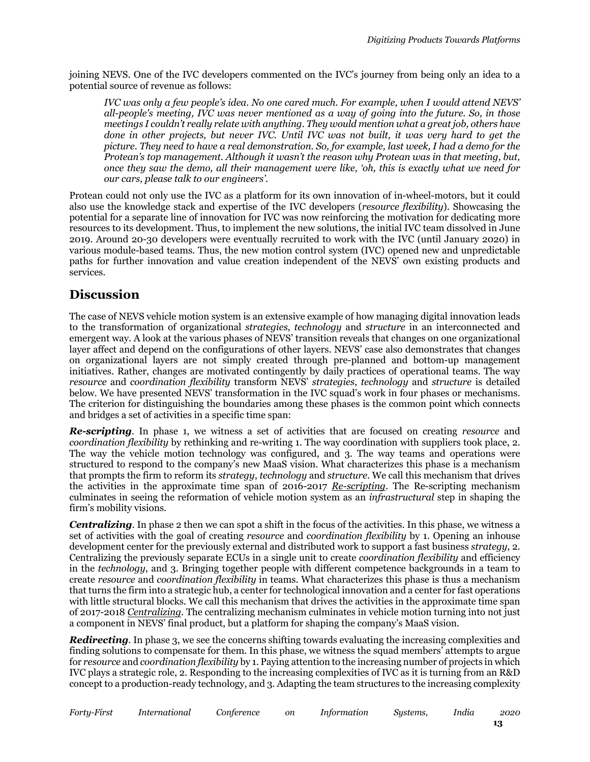joining NEVS. One of the IVC developers commented on the IVC's journey from being only an idea to a potential source of revenue as follows:

> *IVC was only a few people's idea. No one cared much. For example, when I would attend NEVS' all-people's meeting, IVC was never mentioned as a way of going into the future. So, in those meetings I couldn't really relate with anything. They would mention what a great job, others have done in other projects, but never IVC. Until IVC was not built, it was very hard to get the picture. They need to have a real demonstration. So, for example, last week, I had a demo for the Protean's top management. Although it wasn't the reason why Protean was in that meeting, but, once they saw the demo, all their management were like, 'oh, this is exactly what we need for our cars, please talk to our engineers'.*

Protean could not only use the IVC as a platform for its own innovation of in-wheel-motors, but it could also use the knowledge stack and expertise of the IVC developers (*resource flexibility*). Showcasing the potential for a separate line of innovation for IVC was now reinforcing the motivation for dedicating more resources to its development. Thus, to implement the new solutions, the initial IVC team dissolved in June 2019. Around 20-30 developers were eventually recruited to work with the IVC (until January 2020) in various module-based teams. Thus, the new motion control system (IVC) opened new and unpredictable paths for further innovation and value creation independent of the NEVS' own existing products and services.

## Discussion

The case of NEVS vehicle motion system is an extensive example of how managing digital innovation leads to the transformation of organizational *strategies*, *technology* and *structure* in an interconnected and emergent way. A look at the various phases of NEVS' transition reveals that changes on one organizational layer affect and depend on the configurations of other layers. NEVS' case also demonstrates that changes on organizational layers are not simply created through pre-planned and bottom-up management initiatives. Rather, changes are motivated contingently by daily practices of operational teams. The way *resource* and *coordination flexibility* transform NEVS' *strategies*, *technology* and *structure* is detailed below. We have presented NEVS' transformation in the IVC squad's work in four phases or mechanisms. The criterion for distinguishing the boundaries among these phases is the common point which connects and bridges a set of activities in a specific time span:

***Re-scripting***. In phase 1, we witness a set of activities that are focused on creating *resource* and *coordination flexibility* by rethinking and re-writing 1. The way coordination with suppliers took place, 2. The way the vehicle motion technology was configured, and 3. The way teams and operations were structured to respond to the company's new MaaS vision. What characterizes this phase is a mechanism that prompts the firm to reform its *strategy*, *technology* and *structure*. We call this mechanism that drives the activities in the approximate time span of 2016-2017 <u>*Re-scripting*</u>. The Re-scripting mechanism culminates in seeing the reformation of vehicle motion system as an *infrastructural* step in shaping the firm's mobility visions.

***Centralizing***. In phase 2 then we can spot a shift in the focus of the activities. In this phase, we witness a set of activities with the goal of creating *resource* and *coordination flexibility* by 1. Opening an inhouse development center for the previously external and distributed work to support a fast business *strategy*, 2. Centralizing the previously separate ECUs in a single unit to create *coordination flexibility* and efficiency in the *technology*, and 3. Bringing together people with different competence backgrounds in a team to create *resource* and *coordination flexibility* in teams. What characterizes this phase is thus a mechanism that turns the firm into a strategic hub, a center for technological innovation and a center for fast operations with little structural blocks. We call this mechanism that drives the activities in the approximate time span of 2017-2018 <u>*Centralizing*</u>. The centralizing mechanism culminates in vehicle motion turning into not just a component in NEVS' final product, but a platform for shaping the company's MaaS vision.

***Redirecting***. In phase 3, we see the concerns shifting towards evaluating the increasing complexities and finding solutions to compensate for them. In this phase, we witness the squad members' attempts to argue for *resource* and *coordination flexibility* by 1. Paying attention to the increasing number of projects in which IVC plays a strategic role, 2. Responding to the increasing complexities of IVC as it is turning from an R&D concept to a production-ready technology, and 3. Adapting the team structures to the increasing complexity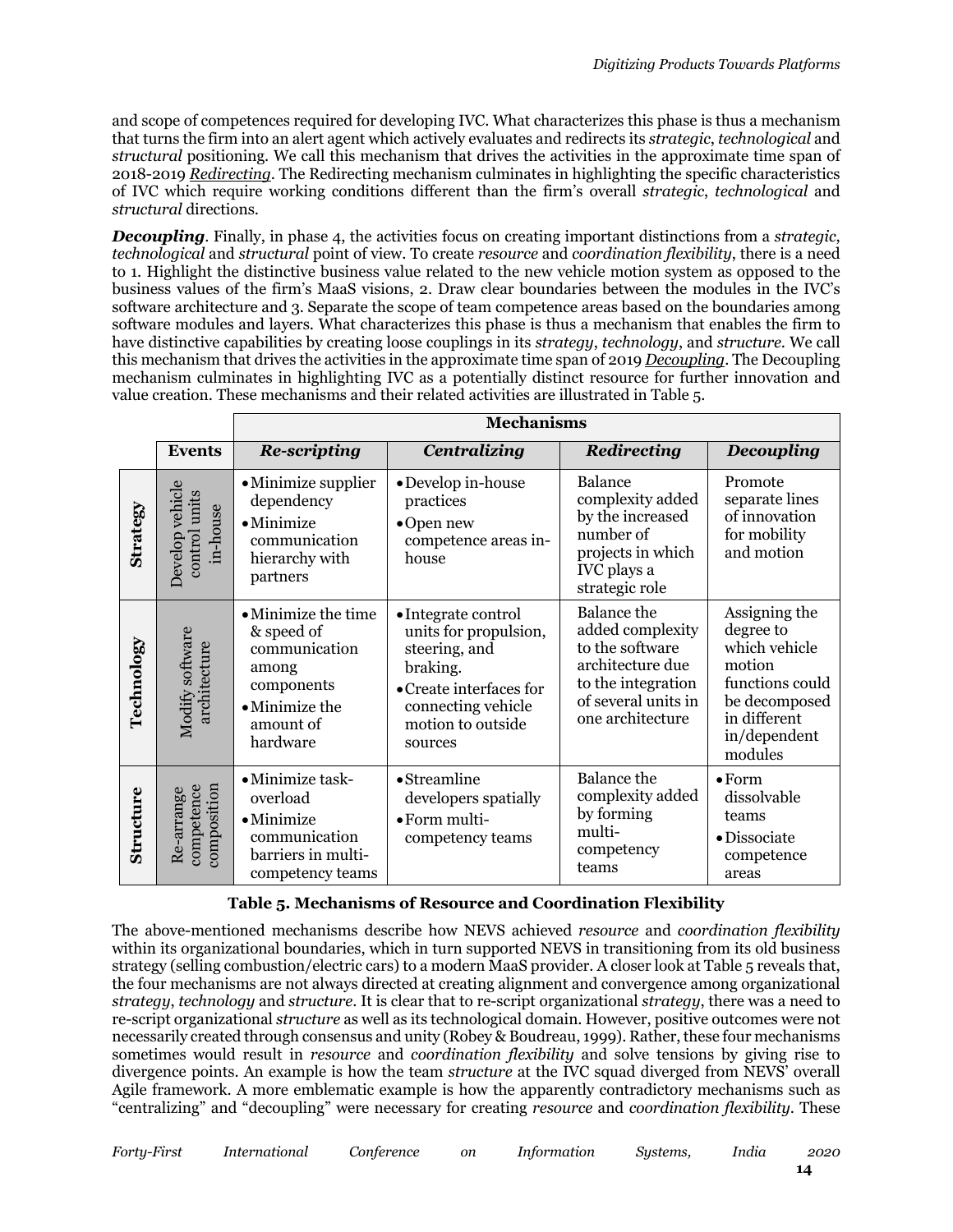and scope of competences required for developing IVC. What characterizes this phase is thus a mechanism that turns the firm into an alert agent which actively evaluates and redirects its *strategic*, *technological* and *structural* positioning. We call this mechanism that drives the activities in the approximate time span of 2018-2019 ***Redirecting***. The Redirecting mechanism culminates in highlighting the specific characteristics of IVC which require working conditions different than the firm's overall *strategic*, *technological* and *structural* directions.

***Decoupling***. Finally, in phase 4, the activities focus on creating important distinctions from a *strategic*, *technological* and *structural* point of view. To create *resource* and *coordination flexibility*, there is a need to 1. Highlight the distinctive business value related to the new vehicle motion system as opposed to the business values of the firm's MaaS visions, 2. Draw clear boundaries between the modules in the IVC's software architecture and 3. Separate the scope of team competence areas based on the boundaries among software modules and layers. What characterizes this phase is thus a mechanism that enables the firm to have distinctive capabilities by creating loose couplings in its *strategy*, *technology*, and *structure*. We call this mechanism that drives the activities in the approximate time span of 2019 ***Decoupling***. The Decoupling mechanism culminates in highlighting IVC as a potentially distinct resource for further innovation and value creation. These mechanisms and their related activities are illustrated in Table 5.

| | | **Mechanisms** | | | |
|---|---|---|---|---|---|
| | **Events** | ***Re-scripting*** | ***Centralizing*** | ***Redirecting*** | ***Decoupling*** |
| **Strategy** | Develop vehicle control units in-house | • Minimize supplier dependency<br>• Minimize communication hierarchy with partners | • Develop in-house practices<br>• Open new competence areas in-house | Balance complexity added by the increased number of projects in which IVC plays a strategic role | Promote separate lines of innovation for mobility and motion |
| **Technology** | Modify software architecture | • Minimize the time & speed of communication among components<br>• Minimize the amount of hardware | • Integrate control units for propulsion, steering, and braking.<br>• Create interfaces for connecting vehicle motion to outside sources | Balance the added complexity to the software architecture due to the integration of several units in one architecture | Assigning the degree to which vehicle motion functions could be decomposed in different in/dependent modules |
| **Structure** | Re-arrange competence composition | • Minimize task-overload<br>• Minimize communication barriers in multi-competency teams | • Streamline developers spatially<br>• Form multi-competency teams | Balance the complexity added by forming multi-competency teams | • Form dissolvable teams<br>• Dissociate competence areas |

**Table 5. Mechanisms of Resource and Coordination Flexibility**

The above-mentioned mechanisms describe how NEVS achieved *resource* and *coordination flexibility* within its organizational boundaries, which in turn supported NEVS in transitioning from its old business strategy (selling combustion/electric cars) to a modern MaaS provider. A closer look at Table 5 reveals that, the four mechanisms are not always directed at creating alignment and convergence among organizational *strategy*, *technology* and *structure*. It is clear that to re-script organizational *strategy*, there was a need to re-script organizational *structure* as well as its technological domain. However, positive outcomes were not necessarily created through consensus and unity (Robey & Boudreau, 1999). Rather, these four mechanisms sometimes would result in *resource* and *coordination flexibility* and solve tensions by giving rise to divergence points. An example is how the team *structure* at the IVC squad diverged from NEVS' overall Agile framework. A more emblematic example is how the apparently contradictory mechanisms such as "centralizing" and "decoupling" were necessary for creating *resource* and *coordination flexibility*. These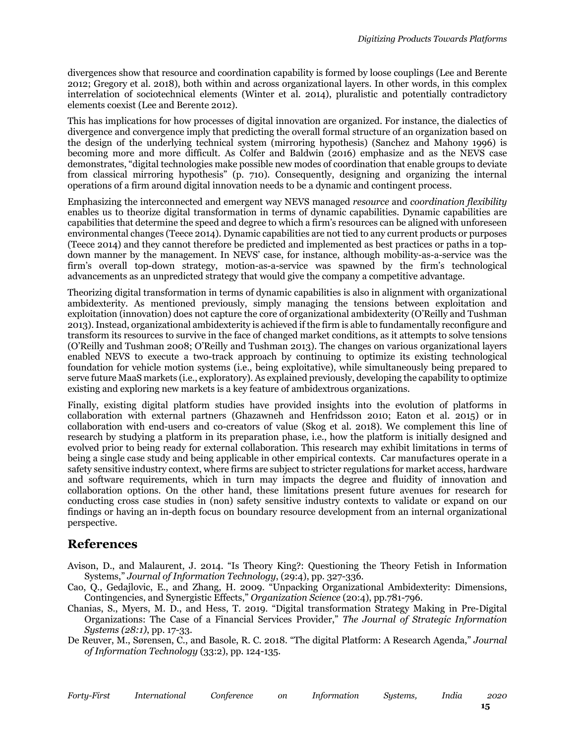divergences show that resource and coordination capability is formed by loose couplings (Lee and Berente 2012; Gregory et al. 2018), both within and across organizational layers. In other words, in this complex interrelation of sociotechnical elements (Winter et al. 2014), pluralistic and potentially contradictory elements coexist (Lee and Berente 2012).

This has implications for how processes of digital innovation are organized. For instance, the dialectics of divergence and convergence imply that predicting the overall formal structure of an organization based on the design of the underlying technical system (mirroring hypothesis) (Sanchez and Mahony 1996) is becoming more and more difficult. As Colfer and Baldwin (2016) emphasize and as the NEVS case demonstrates, "digital technologies make possible new modes of coordination that enable groups to deviate from classical mirroring hypothesis" (p. 710). Consequently, designing and organizing the internal operations of a firm around digital innovation needs to be a dynamic and contingent process.

Emphasizing the interconnected and emergent way NEVS managed *resource* and *coordination flexibility* enables us to theorize digital transformation in terms of dynamic capabilities. Dynamic capabilities are capabilities that determine the speed and degree to which a firm's resources can be aligned with unforeseen environmental changes (Teece 2014). Dynamic capabilities are not tied to any current products or purposes (Teece 2014) and they cannot therefore be predicted and implemented as best practices or paths in a top-down manner by the management. In NEVS' case, for instance, although mobility-as-a-service was the firm's overall top-down strategy, motion-as-a-service was spawned by the firm's technological advancements as an unpredicted strategy that would give the company a competitive advantage.

Theorizing digital transformation in terms of dynamic capabilities is also in alignment with organizational ambidexterity. As mentioned previously, simply managing the tensions between exploitation and exploitation (innovation) does not capture the core of organizational ambidexterity (O'Reilly and Tushman 2013). Instead, organizational ambidexterity is achieved if the firm is able to fundamentally reconfigure and transform its resources to survive in the face of changed market conditions, as it attempts to solve tensions (O'Reilly and Tushman 2008; O'Reilly and Tushman 2013). The changes on various organizational layers enabled NEVS to execute a two-track approach by continuing to optimize its existing technological foundation for vehicle motion systems (i.e., being exploitative), while simultaneously being prepared to serve future MaaS markets (i.e., exploratory). As explained previously, developing the capability to optimize existing and exploring new markets is a key feature of ambidextrous organizations.

Finally, existing digital platform studies have provided insights into the evolution of platforms in collaboration with external partners (Ghazawneh and Henfridsson 2010; Eaton et al. 2015) or in collaboration with end-users and co-creators of value (Skog et al. 2018). We complement this line of research by studying a platform in its preparation phase, i.e., how the platform is initially designed and evolved prior to being ready for external collaboration. This research may exhibit limitations in terms of being a single case study and being applicable in other empirical contexts. Car manufactures operate in a safety sensitive industry context, where firms are subject to stricter regulations for market access, hardware and software requirements, which in turn may impacts the degree and fluidity of innovation and collaboration options. On the other hand, these limitations present future avenues for research for conducting cross case studies in (non) safety sensitive industry contexts to validate or expand on our findings or having an in-depth focus on boundary resource development from an internal organizational perspective.

## References

Avison, D., and Malaurent, J. 2014. "Is Theory King?: Questioning the Theory Fetish in Information Systems," *Journal of Information Technology*, (29:4), pp. 327-336.

Cao, Q., Gedajlovic, E., and Zhang, H. 2009. "Unpacking Organizational Ambidexterity: Dimensions, Contingencies, and Synergistic Effects," *Organization Science* (20:4), pp.781-796.

Chanias, S., Myers, M. D., and Hess, T. 2019. "Digital transformation Strategy Making in Pre-Digital Organizations: The Case of a Financial Services Provider," *The Journal of Strategic Information Systems (28:1)*, pp. 17-33.

De Reuver, M., Sørensen, C., and Basole, R. C. 2018. "The digital Platform: A Research Agenda," *Journal of Information Technology* (33:2), pp. 124-135.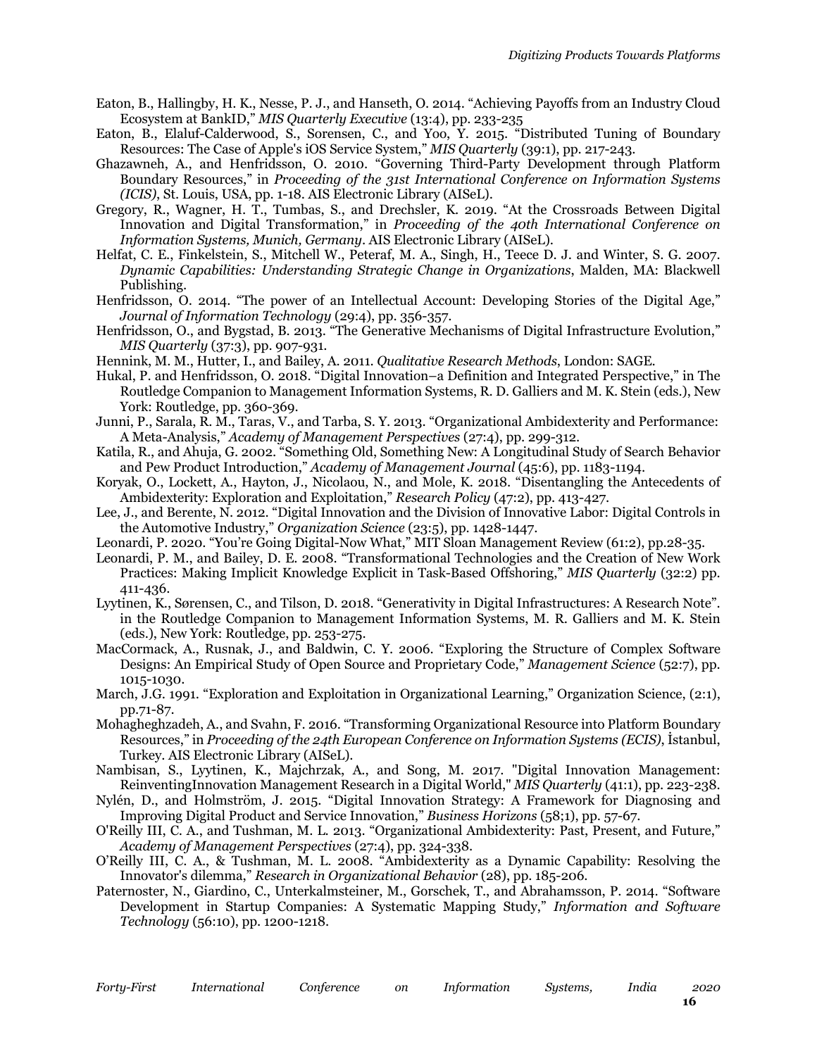Eaton, B., Hallingby, H. K., Nesse, P. J., and Hanseth, O. 2014. "Achieving Payoffs from an Industry Cloud Ecosystem at BankID," *MIS Quarterly Executive* (13:4), pp. 233-235

Eaton, B., Elaluf-Calderwood, S., Sorensen, C., and Yoo, Y. 2015. "Distributed Tuning of Boundary Resources: The Case of Apple's iOS Service System," *MIS Quarterly* (39:1), pp. 217-243.

Ghazawneh, A., and Henfridsson, O. 2010. "Governing Third-Party Development through Platform Boundary Resources," in *Proceeding of the 31st International Conference on Information Systems (ICIS)*, St. Louis, USA, pp. 1-18. AIS Electronic Library (AISeL).

Gregory, R., Wagner, H. T., Tumbas, S., and Drechsler, K. 2019. "At the Crossroads Between Digital Innovation and Digital Transformation," in *Proceeding of the 40th International Conference on Information Systems, Munich, Germany*. AIS Electronic Library (AISeL).

Helfat, C. E., Finkelstein, S., Mitchell W., Peteraf, M. A., Singh, H., Teece D. J. and Winter, S. G. 2007. *Dynamic Capabilities: Understanding Strategic Change in Organizations*, Malden, MA: Blackwell Publishing.

Henfridsson, O. 2014. "The power of an Intellectual Account: Developing Stories of the Digital Age," *Journal of Information Technology* (29:4), pp. 356-357.

Henfridsson, O., and Bygstad, B. 2013. "The Generative Mechanisms of Digital Infrastructure Evolution," *MIS Quarterly* (37:3), pp. 907-931.

Hennink, M. M., Hutter, I., and Bailey, A. 2011. *Qualitative Research Methods*, London: SAGE.

Hukal, P. and Henfridsson, O. 2018. "Digital Innovation–a Definition and Integrated Perspective," in The Routledge Companion to Management Information Systems, R. D. Galliers and M. K. Stein (eds.), New York: Routledge, pp. 360-369.

Junni, P., Sarala, R. M., Taras, V., and Tarba, S. Y. 2013. "Organizational Ambidexterity and Performance: A Meta-Analysis," *Academy of Management Perspectives* (27:4), pp. 299-312.

Katila, R., and Ahuja, G. 2002. "Something Old, Something New: A Longitudinal Study of Search Behavior and Pew Product Introduction," *Academy of Management Journal* (45:6), pp. 1183-1194.

Koryak, O., Lockett, A., Hayton, J., Nicolaou, N., and Mole, K. 2018. "Disentangling the Antecedents of Ambidexterity: Exploration and Exploitation," *Research Policy* (47:2), pp. 413-427.

Lee, J., and Berente, N. 2012. "Digital Innovation and the Division of Innovative Labor: Digital Controls in the Automotive Industry," *Organization Science* (23:5), pp. 1428-1447.

Leonardi, P. 2020. "You're Going Digital-Now What," MIT Sloan Management Review (61:2), pp.28-35.

Leonardi, P. M., and Bailey, D. E. 2008. "Transformational Technologies and the Creation of New Work Practices: Making Implicit Knowledge Explicit in Task-Based Offshoring," *MIS Quarterly* (32:2) pp. 411-436.

Lyytinen, K., Sørensen, C., and Tilson, D. 2018. "Generativity in Digital Infrastructures: A Research Note". in the Routledge Companion to Management Information Systems, M. R. Galliers and M. K. Stein (eds.), New York: Routledge, pp. 253-275.

MacCormack, A., Rusnak, J., and Baldwin, C. Y. 2006. "Exploring the Structure of Complex Software Designs: An Empirical Study of Open Source and Proprietary Code," *Management Science* (52:7), pp. 1015-1030.

March, J.G. 1991. "Exploration and Exploitation in Organizational Learning," Organization Science, (2:1), pp.71-87.

Mohagheghzadeh, A., and Svahn, F. 2016. "Transforming Organizational Resource into Platform Boundary Resources," in *Proceeding of the 24th European Conference on Information Systems (ECIS)*, İstanbul, Turkey. AIS Electronic Library (AISeL).

Nambisan, S., Lyytinen, K., Majchrzak, A., and Song, M. 2017. "Digital Innovation Management: ReinventingInnovation Management Research in a Digital World," *MIS Quarterly* (41:1), pp. 223-238.

Nylén, D., and Holmström, J. 2015. "Digital Innovation Strategy: A Framework for Diagnosing and Improving Digital Product and Service Innovation," *Business Horizons* (58;1), pp. 57-67.

O'Reilly III, C. A., and Tushman, M. L. 2013. "Organizational Ambidexterity: Past, Present, and Future," *Academy of Management Perspectives* (27:4), pp. 324-338.

O'Reilly III, C. A., & Tushman, M. L. 2008. "Ambidexterity as a Dynamic Capability: Resolving the Innovator's dilemma," *Research in Organizational Behavior* (28), pp. 185-206.

Paternoster, N., Giardino, C., Unterkalmsteiner, M., Gorschek, T., and Abrahamsson, P. 2014. "Software Development in Startup Companies: A Systematic Mapping Study," *Information and Software Technology* (56:10), pp. 1200-1218.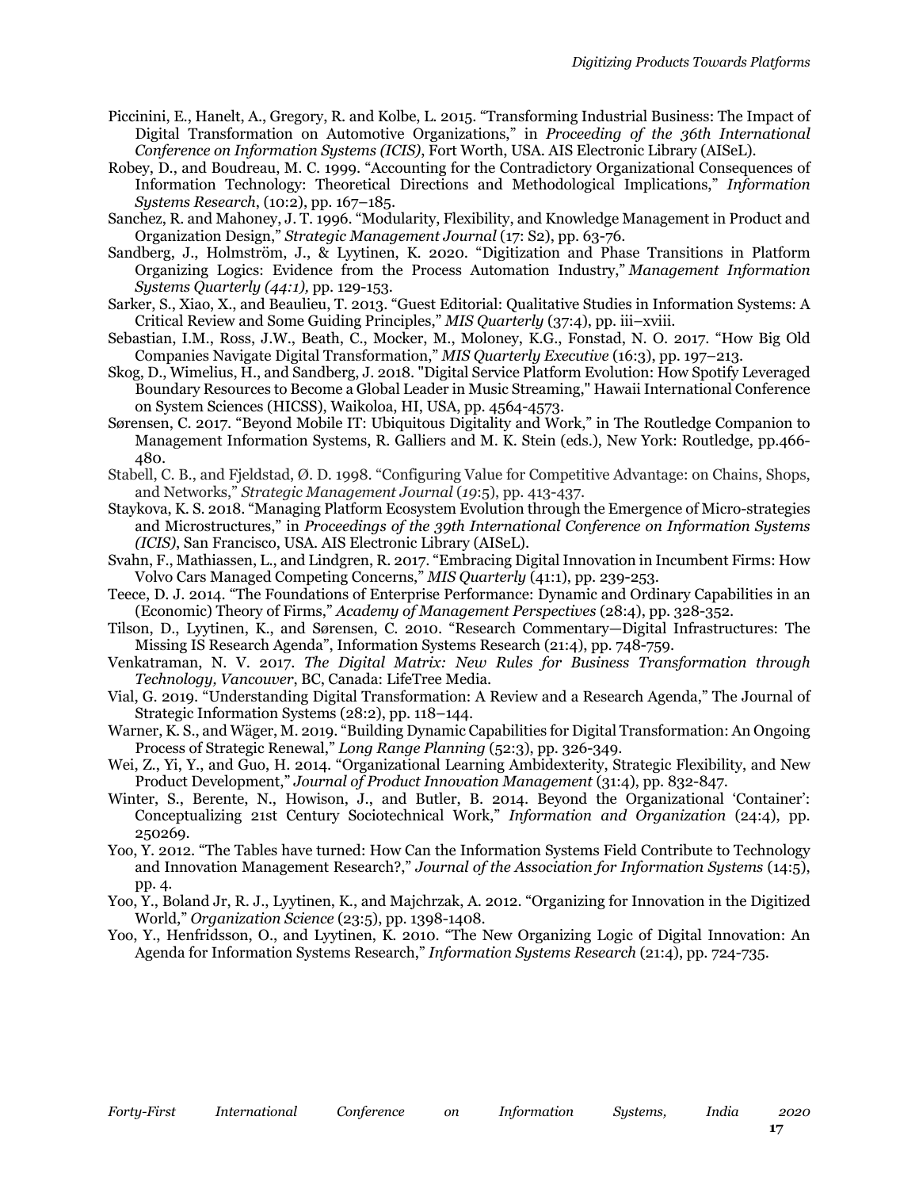Piccinini, E., Hanelt, A., Gregory, R. and Kolbe, L. 2015. "Transforming Industrial Business: The Impact of Digital Transformation on Automotive Organizations," in *Proceeding of the 36th International Conference on Information Systems (ICIS)*, Fort Worth, USA. AIS Electronic Library (AISeL).

Robey, D., and Boudreau, M. C. 1999. "Accounting for the Contradictory Organizational Consequences of Information Technology: Theoretical Directions and Methodological Implications," *Information Systems Research*, (10:2), pp. 167–185.

Sanchez, R. and Mahoney, J. T. 1996. "Modularity, Flexibility, and Knowledge Management in Product and Organization Design," *Strategic Management Journal* (17: S2), pp. 63-76.

Sandberg, J., Holmström, J., & Lyytinen, K. 2020. "Digitization and Phase Transitions in Platform Organizing Logics: Evidence from the Process Automation Industry," *Management Information Systems Quarterly (44:1),* pp. 129-153.

Sarker, S., Xiao, X., and Beaulieu, T. 2013. "Guest Editorial: Qualitative Studies in Information Systems: A Critical Review and Some Guiding Principles," *MIS Quarterly* (37:4), pp. iii–xviii.

Sebastian, I.M., Ross, J.W., Beath, C., Mocker, M., Moloney, K.G., Fonstad, N. O. 2017. "How Big Old Companies Navigate Digital Transformation," *MIS Quarterly Executive* (16:3), pp. 197–213.

Skog, D., Wimelius, H., and Sandberg, J. 2018. "Digital Service Platform Evolution: How Spotify Leveraged Boundary Resources to Become a Global Leader in Music Streaming," Hawaii International Conference on System Sciences (HICSS), Waikoloa, HI, USA, pp. 4564-4573.

Sørensen, C. 2017. "Beyond Mobile IT: Ubiquitous Digitality and Work," in The Routledge Companion to Management Information Systems, R. Galliers and M. K. Stein (eds.), New York: Routledge, pp.466-480.

Stabell, C. B., and Fjeldstad, Ø. D. 1998. "Configuring Value for Competitive Advantage: on Chains, Shops, and Networks," *Strategic Management Journal* (*19*:5), pp. 413-437.

Staykova, K. S. 2018. "Managing Platform Ecosystem Evolution through the Emergence of Micro-strategies and Microstructures," in *Proceedings of the 39th International Conference on Information Systems (ICIS)*, San Francisco, USA. AIS Electronic Library (AISeL).

Svahn, F., Mathiassen, L., and Lindgren, R. 2017. "Embracing Digital Innovation in Incumbent Firms: How Volvo Cars Managed Competing Concerns," *MIS Quarterly* (41:1), pp. 239-253.

Teece, D. J. 2014. "The Foundations of Enterprise Performance: Dynamic and Ordinary Capabilities in an (Economic) Theory of Firms," *Academy of Management Perspectives* (28:4), pp. 328-352.

Tilson, D., Lyytinen, K., and Sørensen, C. 2010. "Research Commentary—Digital Infrastructures: The Missing IS Research Agenda", Information Systems Research (21:4), pp. 748-759.

Venkatraman, N. V. 2017. *The Digital Matrix: New Rules for Business Transformation through Technology, Vancouver*, BC, Canada: LifeTree Media.

Vial, G. 2019. "Understanding Digital Transformation: A Review and a Research Agenda," The Journal of Strategic Information Systems (28:2), pp. 118–144.

Warner, K. S., and Wäger, M. 2019. "Building Dynamic Capabilities for Digital Transformation: An Ongoing Process of Strategic Renewal," *Long Range Planning* (52:3), pp. 326-349.

Wei, Z., Yi, Y., and Guo, H. 2014. "Organizational Learning Ambidexterity, Strategic Flexibility, and New Product Development," *Journal of Product Innovation Management* (31:4), pp. 832-847.

Winter, S., Berente, N., Howison, J., and Butler, B. 2014. Beyond the Organizational 'Container': Conceptualizing 21st Century Sociotechnical Work," *Information and Organization* (24:4), pp. 250269.

Yoo, Y. 2012. "The Tables have turned: How Can the Information Systems Field Contribute to Technology and Innovation Management Research?," *Journal of the Association for Information Systems* (14:5), pp. 4.

Yoo, Y., Boland Jr, R. J., Lyytinen, K., and Majchrzak, A. 2012. "Organizing for Innovation in the Digitized World," *Organization Science* (23:5), pp. 1398-1408.

Yoo, Y., Henfridsson, O., and Lyytinen, K. 2010. "The New Organizing Logic of Digital Innovation: An Agenda for Information Systems Research," *Information Systems Research* (21:4), pp. 724-735.